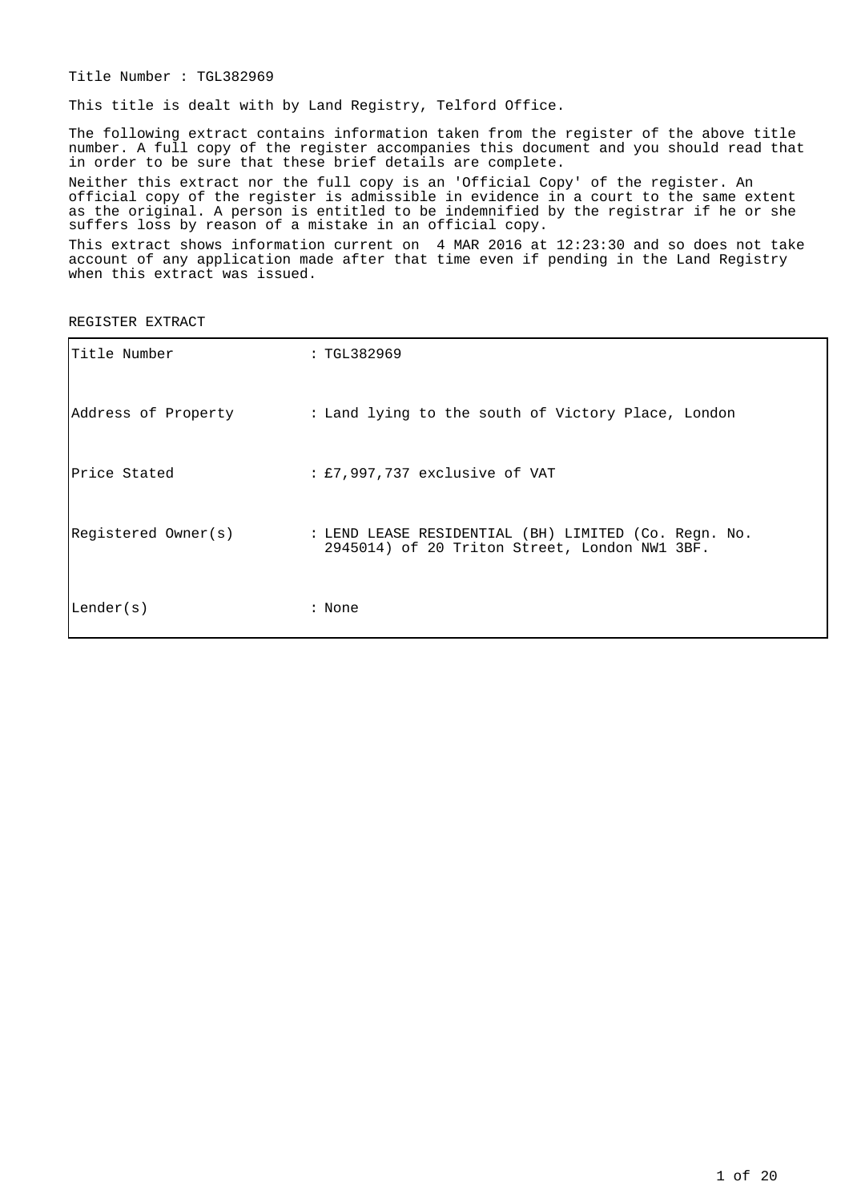Title Number : TGL382969

This title is dealt with by Land Registry, Telford Office.

The following extract contains information taken from the register of the above title number. A full copy of the register accompanies this document and you should read that in order to be sure that these brief details are complete.

Neither this extract nor the full copy is an 'Official Copy' of the register. An official copy of the register is admissible in evidence in a court to the same extent as the original. A person is entitled to be indemnified by the registrar if he or she suffers loss by reason of a mistake in an official copy.

This extract shows information current on 4 MAR 2016 at 12:23:30 and so does not take account of any application made after that time even if pending in the Land Registry when this extract was issued.

REGISTER EXTRACT

| | |
|---|---|
| Title Number | : TGL382969 |
| Address of Property | : Land lying to the south of Victory Place, London |
| Price Stated | : £7,997,737 exclusive of VAT |
| Registered Owner(s) | : LEND LEASE RESIDENTIAL (BH) LIMITED (Co. Regn. No. 2945014) of 20 Triton Street, London NW1 3BF. |
| Lender(s) | : None |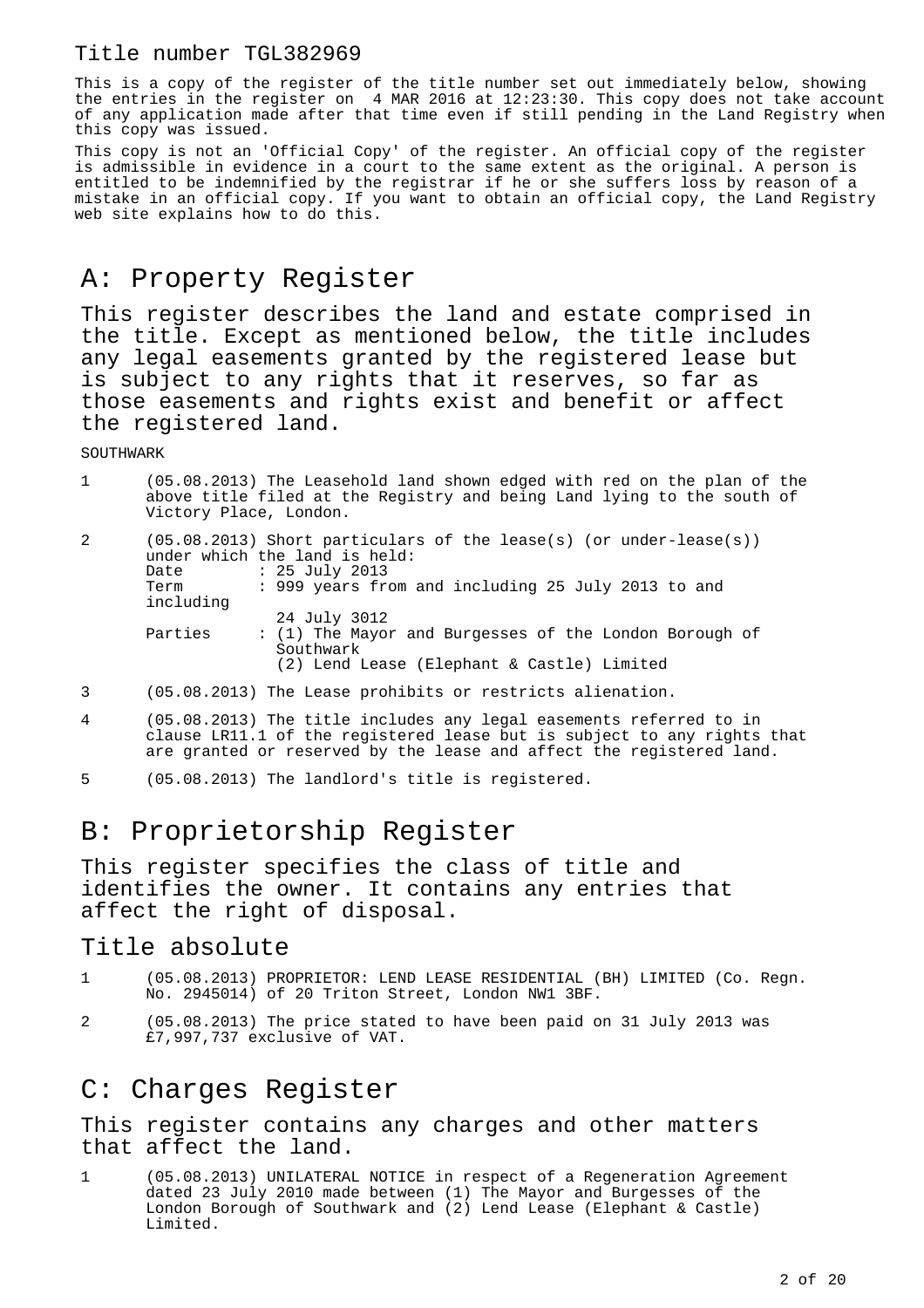Title number TGL382969

This is a copy of the register of the title number set out immediately below, showing the entries in the register on 4 MAR 2016 at 12:23:30. This copy does not take account of any application made after that time even if still pending in the Land Registry when this copy was issued.

This copy is not an 'Official Copy' of the register. An official copy of the register is admissible in evidence in a court to the same extent as the original. A person is entitled to be indemnified by the registrar if he or she suffers loss by reason of a mistake in an official copy. If you want to obtain an official copy, the Land Registry web site explains how to do this.

# A: Property Register

This register describes the land and estate comprised in the title. Except as mentioned below, the title includes any legal easements granted by the registered lease but is subject to any rights that it reserves, so far as those easements and rights exist and benefit or affect the registered land.

SOUTHWARK

1 (05.08.2013) The Leasehold land shown edged with red on the plan of the above title filed at the Registry and being Land lying to the south of Victory Place, London.

2 (05.08.2013) Short particulars of the lease(s) (or under-lease(s)) under which the land is held:
Date : 25 July 2013
Term : 999 years from and including 25 July 2013 to and including 24 July 3012
Parties : (1) The Mayor and Burgesses of the London Borough of Southwark
(2) Lend Lease (Elephant & Castle) Limited

3 (05.08.2013) The Lease prohibits or restricts alienation.

4 (05.08.2013) The title includes any legal easements referred to in clause LR11.1 of the registered lease but is subject to any rights that are granted or reserved by the lease and affect the registered land.

5 (05.08.2013) The landlord's title is registered.

# B: Proprietorship Register

This register specifies the class of title and identifies the owner. It contains any entries that affect the right of disposal.

## Title absolute

1 (05.08.2013) PROPRIETOR: LEND LEASE RESIDENTIAL (BH) LIMITED (Co. Regn. No. 2945014) of 20 Triton Street, London NW1 3BF.

2 (05.08.2013) The price stated to have been paid on 31 July 2013 was £7,997,737 exclusive of VAT.

# C: Charges Register

This register contains any charges and other matters that affect the land.

1 (05.08.2013) UNILATERAL NOTICE in respect of a Regeneration Agreement dated 23 July 2010 made between (1) The Mayor and Burgesses of the London Borough of Southwark and (2) Lend Lease (Elephant & Castle) Limited.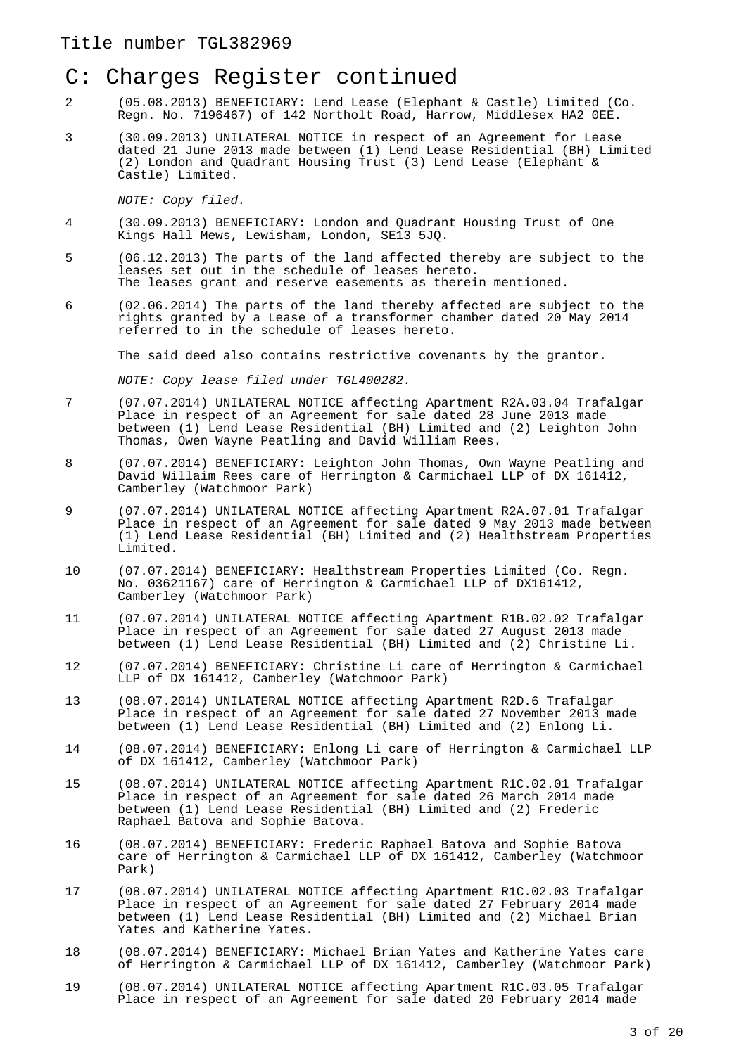Title number TGL382969

# C: Charges Register continued

2 (05.08.2013) BENEFICIARY: Lend Lease (Elephant & Castle) Limited (Co. Regn. No. 7196467) of 142 Northolt Road, Harrow, Middlesex HA2 0EE.

3 (30.09.2013) UNILATERAL NOTICE in respect of an Agreement for Lease dated 21 June 2013 made between (1) Lend Lease Residential (BH) Limited (2) London and Quadrant Housing Trust (3) Lend Lease (Elephant & Castle) Limited.

*NOTE: Copy filed.*

4 (30.09.2013) BENEFICIARY: London and Quadrant Housing Trust of One Kings Hall Mews, Lewisham, London, SE13 5JQ.

5 (06.12.2013) The parts of the land affected thereby are subject to the leases set out in the schedule of leases hereto.
The leases grant and reserve easements as therein mentioned.

6 (02.06.2014) The parts of the land thereby affected are subject to the rights granted by a Lease of a transformer chamber dated 20 May 2014 referred to in the schedule of leases hereto.

The said deed also contains restrictive covenants by the grantor.

*NOTE: Copy lease filed under TGL400282.*

7 (07.07.2014) UNILATERAL NOTICE affecting Apartment R2A.03.04 Trafalgar Place in respect of an Agreement for sale dated 28 June 2013 made between (1) Lend Lease Residential (BH) Limited and (2) Leighton John Thomas, Owen Wayne Peatling and David William Rees.

8 (07.07.2014) BENEFICIARY: Leighton John Thomas, Own Wayne Peatling and David Willaim Rees care of Herrington & Carmichael LLP of DX 161412, Camberley (Watchmoor Park)

9 (07.07.2014) UNILATERAL NOTICE affecting Apartment R2A.07.01 Trafalgar Place in respect of an Agreement for sale dated 9 May 2013 made between (1) Lend Lease Residential (BH) Limited and (2) Healthstream Properties Limited.

10 (07.07.2014) BENEFICIARY: Healthstream Properties Limited (Co. Regn. No. 03621167) care of Herrington & Carmichael LLP of DX161412, Camberley (Watchmoor Park)

11 (07.07.2014) UNILATERAL NOTICE affecting Apartment R1B.02.02 Trafalgar Place in respect of an Agreement for sale dated 27 August 2013 made between (1) Lend Lease Residential (BH) Limited and (2) Christine Li.

12 (07.07.2014) BENEFICIARY: Christine Li care of Herrington & Carmichael LLP of DX 161412, Camberley (Watchmoor Park)

13 (08.07.2014) UNILATERAL NOTICE affecting Apartment R2D.6 Trafalgar Place in respect of an Agreement for sale dated 27 November 2013 made between (1) Lend Lease Residential (BH) Limited and (2) Enlong Li.

14 (08.07.2014) BENEFICIARY: Enlong Li care of Herrington & Carmichael LLP of DX 161412, Camberley (Watchmoor Park)

15 (08.07.2014) UNILATERAL NOTICE affecting Apartment R1C.02.01 Trafalgar Place in respect of an Agreement for sale dated 26 March 2014 made between (1) Lend Lease Residential (BH) Limited and (2) Frederic Raphael Batova and Sophie Batova.

16 (08.07.2014) BENEFICIARY: Frederic Raphael Batova and Sophie Batova care of Herrington & Carmichael LLP of DX 161412, Camberley (Watchmoor Park)

17 (08.07.2014) UNILATERAL NOTICE affecting Apartment R1C.02.03 Trafalgar Place in respect of an Agreement for sale dated 27 February 2014 made between (1) Lend Lease Residential (BH) Limited and (2) Michael Brian Yates and Katherine Yates.

18 (08.07.2014) BENEFICIARY: Michael Brian Yates and Katherine Yates care of Herrington & Carmichael LLP of DX 161412, Camberley (Watchmoor Park)

19 (08.07.2014) UNILATERAL NOTICE affecting Apartment R1C.03.05 Trafalgar Place in respect of an Agreement for sale dated 20 February 2014 made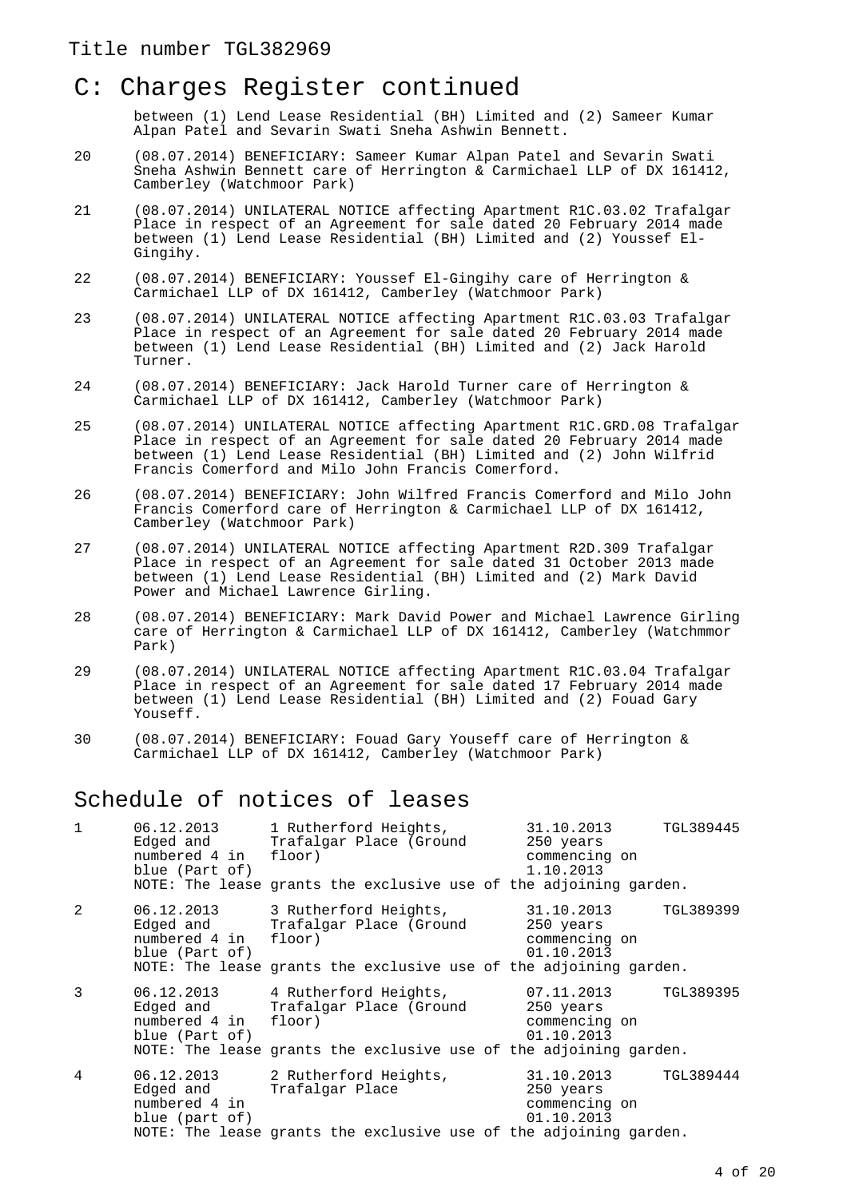## C: Charges Register continued

between (1) Lend Lease Residential (BH) Limited and (2) Sameer Kumar Alpan Patel and Sevarin Swati Sneha Ashwin Bennett.

20 (08.07.2014) BENEFICIARY: Sameer Kumar Alpan Patel and Sevarin Swati Sneha Ashwin Bennett care of Herrington & Carmichael LLP of DX 161412, Camberley (Watchmoor Park)

21 (08.07.2014) UNILATERAL NOTICE affecting Apartment R1C.03.02 Trafalgar Place in respect of an Agreement for sale dated 20 February 2014 made between (1) Lend Lease Residential (BH) Limited and (2) Youssef El-Gingihy.

22 (08.07.2014) BENEFICIARY: Youssef El-Gingihy care of Herrington & Carmichael LLP of DX 161412, Camberley (Watchmoor Park)

23 (08.07.2014) UNILATERAL NOTICE affecting Apartment R1C.03.03 Trafalgar Place in respect of an Agreement for sale dated 20 February 2014 made between (1) Lend Lease Residential (BH) Limited and (2) Jack Harold Turner.

24 (08.07.2014) BENEFICIARY: Jack Harold Turner care of Herrington & Carmichael LLP of DX 161412, Camberley (Watchmoor Park)

25 (08.07.2014) UNILATERAL NOTICE affecting Apartment R1C.GRD.08 Trafalgar Place in respect of an Agreement for sale dated 20 February 2014 made between (1) Lend Lease Residential (BH) Limited and (2) John Wilfrid Francis Comerford and Milo John Francis Comerford.

26 (08.07.2014) BENEFICIARY: John Wilfred Francis Comerford and Milo John Francis Comerford care of Herrington & Carmichael LLP of DX 161412, Camberley (Watchmoor Park)

27 (08.07.2014) UNILATERAL NOTICE affecting Apartment R2D.309 Trafalgar Place in respect of an Agreement for sale dated 31 October 2013 made between (1) Lend Lease Residential (BH) Limited and (2) Mark David Power and Michael Lawrence Girling.

28 (08.07.2014) BENEFICIARY: Mark David Power and Michael Lawrence Girling care of Herrington & Carmichael LLP of DX 161412, Camberley (Watchmmor Park)

29 (08.07.2014) UNILATERAL NOTICE affecting Apartment R1C.03.04 Trafalgar Place in respect of an Agreement for sale dated 17 February 2014 made between (1) Lend Lease Residential (BH) Limited and (2) Fouad Gary Youseff.

30 (08.07.2014) BENEFICIARY: Fouad Gary Youseff care of Herrington & Carmichael LLP of DX 161412, Camberley (Watchmoor Park)

## Schedule of notices of leases

| | | | | |
|---|---|---|---|---|
| 1 | 06.12.2013 Edged and numbered 4 in blue (Part of) | 1 Rutherford Heights, Trafalgar Place (Ground floor) | 31.10.2013 250 years commencing on 1.10.2013 | TGL389445 |
| | NOTE: The lease grants the exclusive use of the adjoining garden. | | | |
| 2 | 06.12.2013 Edged and numbered 4 in blue (Part of) | 3 Rutherford Heights, Trafalgar Place (Ground floor) | 31.10.2013 250 years commencing on 01.10.2013 | TGL389399 |
| | NOTE: The lease grants the exclusive use of the adjoining garden. | | | |
| 3 | 06.12.2013 Edged and numbered 4 in blue (Part of) | 4 Rutherford Heights, Trafalgar Place (Ground floor) | 07.11.2013 250 years commencing on 01.10.2013 | TGL389395 |
| | NOTE: The lease grants the exclusive use of the adjoining garden. | | | |
| 4 | 06.12.2013 Edged and numbered 4 in blue (part of) | 2 Rutherford Heights, Trafalgar Place | 31.10.2013 250 years commencing on 01.10.2013 | TGL389444 |
| | NOTE: The lease grants the exclusive use of the adjoining garden. | | | |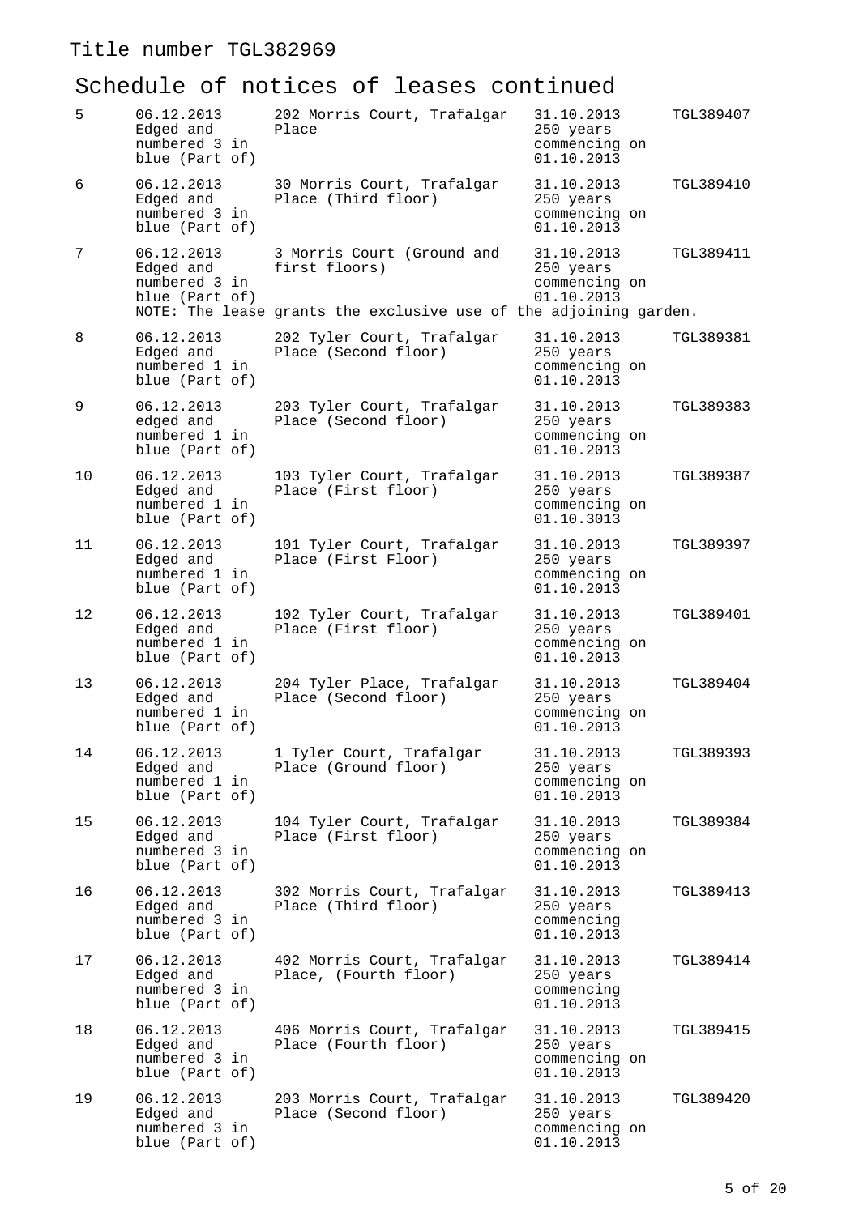Title number TGL382969

## Schedule of notices of leases continued

| | | | | |
|---|---|---|---|---|
| 5 | 06.12.2013 Edged and numbered 3 in blue (Part of) | 202 Morris Court, Trafalgar Place | 31.10.2013 250 years commencing on 01.10.2013 | TGL389407 |
| 6 | 06.12.2013 Edged and numbered 3 in blue (Part of) | 30 Morris Court, Trafalgar Place (Third floor) | 31.10.2013 250 years commencing on 01.10.2013 | TGL389410 |
| 7 | 06.12.2013 Edged and numbered 3 in blue (Part of) | 3 Morris Court (Ground and first floors) | 31.10.2013 250 years commencing on 01.10.2013 | TGL389411 |
| | NOTE: The lease grants the exclusive use of the adjoining garden. | | | |
| 8 | 06.12.2013 Edged and numbered 1 in blue (Part of) | 202 Tyler Court, Trafalgar Place (Second floor) | 31.10.2013 250 years commencing on 01.10.2013 | TGL389381 |
| 9 | 06.12.2013 edged and numbered 1 in blue (Part of) | 203 Tyler Court, Trafalgar Place (Second floor) | 31.10.2013 250 years commencing on 01.10.2013 | TGL389383 |
| 10 | 06.12.2013 Edged and numbered 1 in blue (Part of) | 103 Tyler Court, Trafalgar Place (First floor) | 31.10.2013 250 years commencing on 01.10.3013 | TGL389387 |
| 11 | 06.12.2013 Edged and numbered 1 in blue (Part of) | 101 Tyler Court, Trafalgar Place (First Floor) | 31.10.2013 250 years commencing on 01.10.2013 | TGL389397 |
| 12 | 06.12.2013 Edged and numbered 1 in blue (Part of) | 102 Tyler Court, Trafalgar Place (First floor) | 31.10.2013 250 years commencing on 01.10.2013 | TGL389401 |
| 13 | 06.12.2013 Edged and numbered 1 in blue (Part of) | 204 Tyler Place, Trafalgar Place (Second floor) | 31.10.2013 250 years commencing on 01.10.2013 | TGL389404 |
| 14 | 06.12.2013 Edged and numbered 1 in blue (Part of) | 1 Tyler Court, Trafalgar Place (Ground floor) | 31.10.2013 250 years commencing on 01.10.2013 | TGL389393 |
| 15 | 06.12.2013 Edged and numbered 3 in blue (Part of) | 104 Tyler Court, Trafalgar Place (First floor) | 31.10.2013 250 years commencing on 01.10.2013 | TGL389384 |
| 16 | 06.12.2013 Edged and numbered 3 in blue (Part of) | 302 Morris Court, Trafalgar Place (Third floor) | 31.10.2013 250 years commencing 01.10.2013 | TGL389413 |
| 17 | 06.12.2013 Edged and numbered 3 in blue (Part of) | 402 Morris Court, Trafalgar Place, (Fourth floor) | 31.10.2013 250 years commencing 01.10.2013 | TGL389414 |
| 18 | 06.12.2013 Edged and numbered 3 in blue (Part of) | 406 Morris Court, Trafalgar Place (Fourth floor) | 31.10.2013 250 years commencing on 01.10.2013 | TGL389415 |
| 19 | 06.12.2013 Edged and numbered 3 in blue (Part of) | 203 Morris Court, Trafalgar Place (Second floor) | 31.10.2013 250 years commencing on 01.10.2013 | TGL389420 |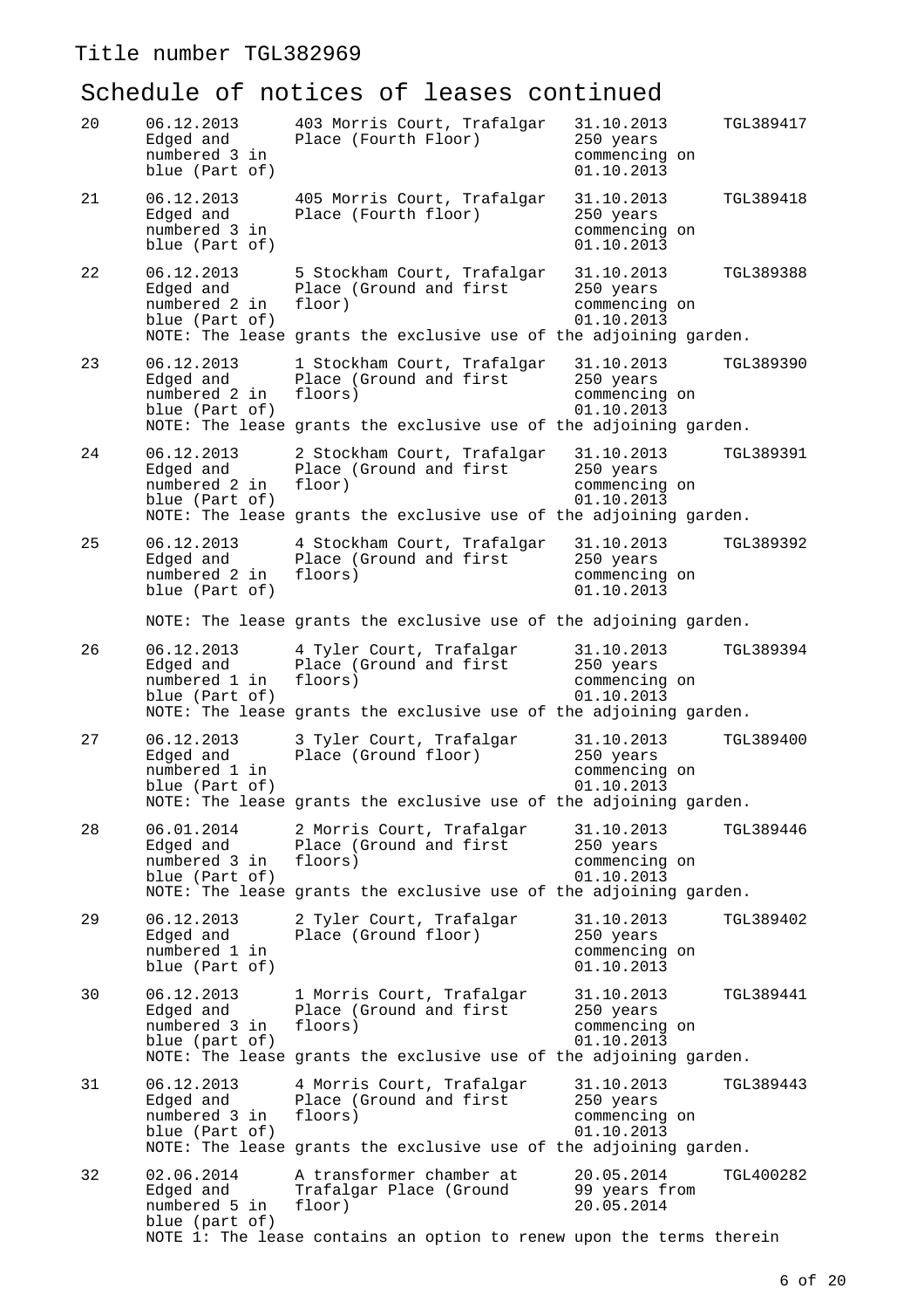Title number TGL382969

# Schedule of notices of leases continued

| | | | | |
|---|---|---|---|---|
| 20 | 06.12.2013 Edged and numbered 3 in blue (Part of) | 403 Morris Court, Trafalgar Place (Fourth Floor) | 31.10.2013 250 years commencing on 01.10.2013 | TGL389417 |
| 21 | 06.12.2013 Edged and numbered 3 in blue (Part of) | 405 Morris Court, Trafalgar Place (Fourth floor) | 31.10.2013 250 years commencing on 01.10.2013 | TGL389418 |
| 22 | 06.12.2013 Edged and numbered 2 in blue (Part of) | 5 Stockham Court, Trafalgar Place (Ground and first floor) | 31.10.2013 250 years commencing on 01.10.2013 | TGL389388 |
| | NOTE: The lease grants the exclusive use of the adjoining garden. | | | |
| 23 | 06.12.2013 Edged and numbered 2 in blue (Part of) | 1 Stockham Court, Trafalgar Place (Ground and first floors) | 31.10.2013 250 years commencing on 01.10.2013 | TGL389390 |
| | NOTE: The lease grants the exclusive use of the adjoining garden. | | | |
| 24 | 06.12.2013 Edged and numbered 2 in blue (Part of) | 2 Stockham Court, Trafalgar Place (Ground and first floor) | 31.10.2013 250 years commencing on 01.10.2013 | TGL389391 |
| | NOTE: The lease grants the exclusive use of the adjoining garden. | | | |
| 25 | 06.12.2013 Edged and numbered 2 in blue (Part of) | 4 Stockham Court, Trafalgar Place (Ground and first floors) | 31.10.2013 250 years commencing on 01.10.2013 | TGL389392 |
| | NOTE: The lease grants the exclusive use of the adjoining garden. | | | |
| 26 | 06.12.2013 Edged and numbered 1 in blue (Part of) | 4 Tyler Court, Trafalgar Place (Ground and first floors) | 31.10.2013 250 years commencing on 01.10.2013 | TGL389394 |
| | NOTE: The lease grants the exclusive use of the adjoining garden. | | | |
| 27 | 06.12.2013 Edged and numbered 1 in blue (Part of) | 3 Tyler Court, Trafalgar Place (Ground floor) | 31.10.2013 250 years commencing on 01.10.2013 | TGL389400 |
| | NOTE: The lease grants the exclusive use of the adjoining garden. | | | |
| 28 | 06.01.2014 Edged and numbered 3 in blue (Part of) | 2 Morris Court, Trafalgar Place (Ground and first floors) | 31.10.2013 250 years commencing on 01.10.2013 | TGL389446 |
| | NOTE: The lease grants the exclusive use of the adjoining garden. | | | |
| 29 | 06.12.2013 Edged and numbered 1 in blue (Part of) | 2 Tyler Court, Trafalgar Place (Ground floor) | 31.10.2013 250 years commencing on 01.10.2013 | TGL389402 |
| 30 | 06.12.2013 Edged and numbered 3 in blue (part of) | 1 Morris Court, Trafalgar Place (Ground and first floors) | 31.10.2013 250 years commencing on 01.10.2013 | TGL389441 |
| | NOTE: The lease grants the exclusive use of the adjoining garden. | | | |
| 31 | 06.12.2013 Edged and numbered 3 in blue (Part of) | 4 Morris Court, Trafalgar Place (Ground and first floors) | 31.10.2013 250 years commencing on 01.10.2013 | TGL389443 |
| | NOTE: The lease grants the exclusive use of the adjoining garden. | | | |
| 32 | 02.06.2014 Edged and numbered 5 in blue (part of) | A transformer chamber at Trafalgar Place (Ground floor) | 20.05.2014 99 years from 20.05.2014 | TGL400282 |
| | NOTE 1: The lease contains an option to renew upon the terms therein | | | |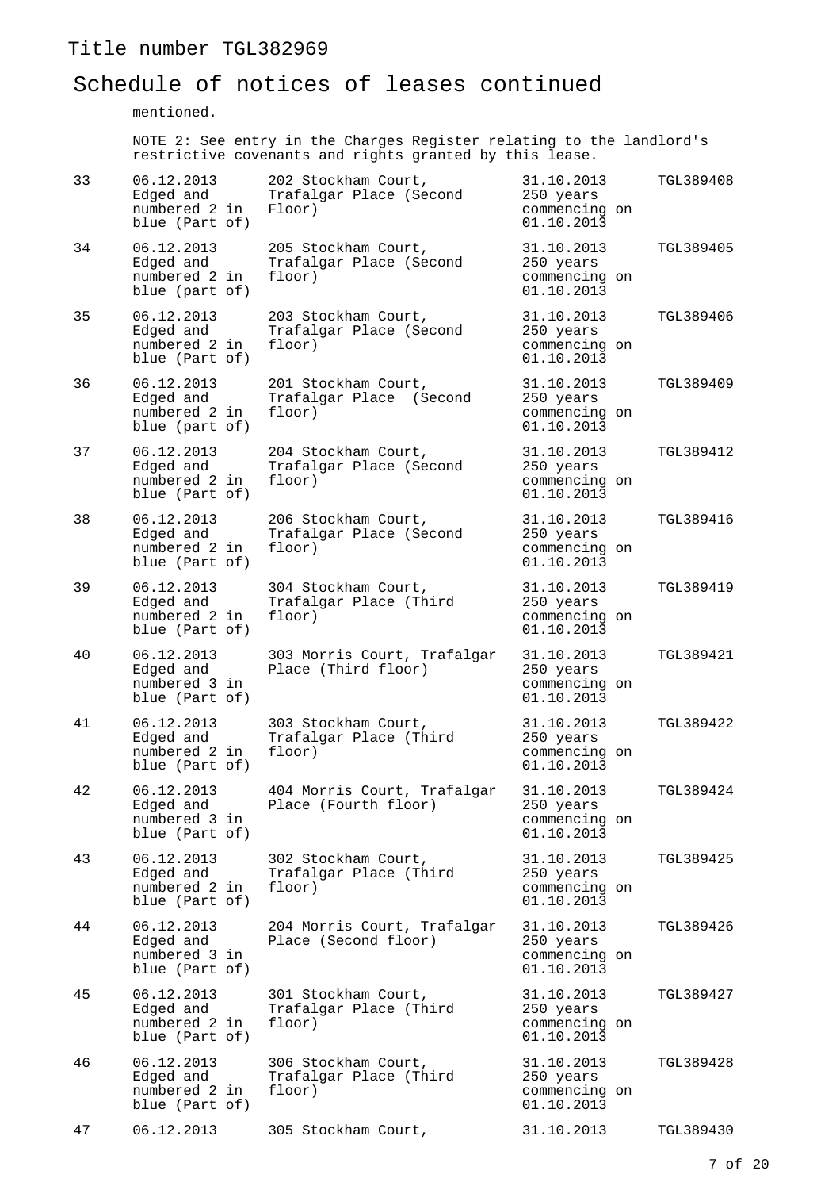Title number TGL382969

# Schedule of notices of leases continued

mentioned.

NOTE 2: See entry in the Charges Register relating to the landlord's restrictive covenants and rights granted by this lease.

| | | | | |
|---|---|---|---|---|
| 33 | 06.12.2013 Edged and numbered 2 in blue (Part of) | 202 Stockham Court, Trafalgar Place (Second Floor) | 31.10.2013 250 years commencing on 01.10.2013 | TGL389408 |
| 34 | 06.12.2013 Edged and numbered 2 in blue (part of) | 205 Stockham Court, Trafalgar Place (Second floor) | 31.10.2013 250 years commencing on 01.10.2013 | TGL389405 |
| 35 | 06.12.2013 Edged and numbered 2 in blue (Part of) | 203 Stockham Court, Trafalgar Place (Second floor) | 31.10.2013 250 years commencing on 01.10.2013 | TGL389406 |
| 36 | 06.12.2013 Edged and numbered 2 in blue (part of) | 201 Stockham Court, Trafalgar Place (Second floor) | 31.10.2013 250 years commencing on 01.10.2013 | TGL389409 |
| 37 | 06.12.2013 Edged and numbered 2 in blue (Part of) | 204 Stockham Court, Trafalgar Place (Second floor) | 31.10.2013 250 years commencing on 01.10.2013 | TGL389412 |
| 38 | 06.12.2013 Edged and numbered 2 in blue (Part of) | 206 Stockham Court, Trafalgar Place (Second floor) | 31.10.2013 250 years commencing on 01.10.2013 | TGL389416 |
| 39 | 06.12.2013 Edged and numbered 2 in blue (Part of) | 304 Stockham Court, Trafalgar Place (Third floor) | 31.10.2013 250 years commencing on 01.10.2013 | TGL389419 |
| 40 | 06.12.2013 Edged and numbered 3 in blue (Part of) | 303 Morris Court, Trafalgar Place (Third floor) | 31.10.2013 250 years commencing on 01.10.2013 | TGL389421 |
| 41 | 06.12.2013 Edged and numbered 2 in blue (Part of) | 303 Stockham Court, Trafalgar Place (Third floor) | 31.10.2013 250 years commencing on 01.10.2013 | TGL389422 |
| 42 | 06.12.2013 Edged and numbered 3 in blue (Part of) | 404 Morris Court, Trafalgar Place (Fourth floor) | 31.10.2013 250 years commencing on 01.10.2013 | TGL389424 |
| 43 | 06.12.2013 Edged and numbered 2 in blue (Part of) | 302 Stockham Court, Trafalgar Place (Third floor) | 31.10.2013 250 years commencing on 01.10.2013 | TGL389425 |
| 44 | 06.12.2013 Edged and numbered 3 in blue (Part of) | 204 Morris Court, Trafalgar Place (Second floor) | 31.10.2013 250 years commencing on 01.10.2013 | TGL389426 |
| 45 | 06.12.2013 Edged and numbered 2 in blue (Part of) | 301 Stockham Court, Trafalgar Place (Third floor) | 31.10.2013 250 years commencing on 01.10.2013 | TGL389427 |
| 46 | 06.12.2013 Edged and numbered 2 in blue (Part of) | 306 Stockham Court, Trafalgar Place (Third floor) | 31.10.2013 250 years commencing on 01.10.2013 | TGL389428 |
| 47 | 06.12.2013 | 305 Stockham Court, | 31.10.2013 | TGL389430 |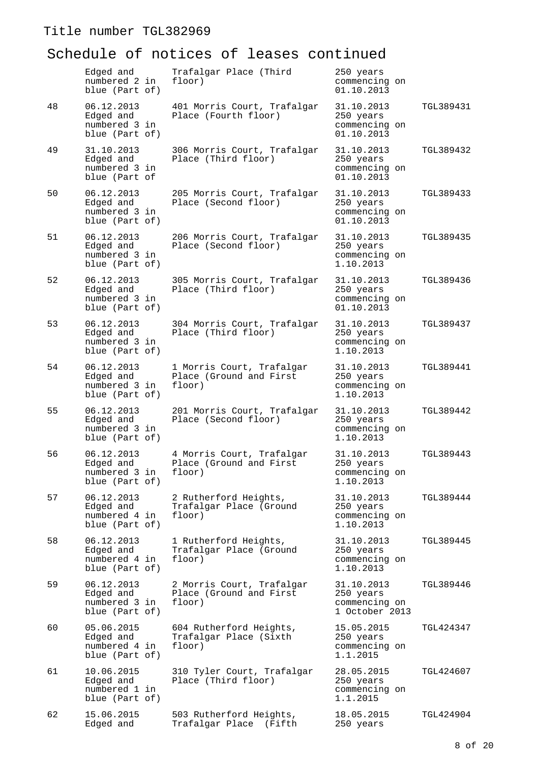Title number TGL382969

## Schedule of notices of leases continued

| | | | | |
|---|---|---|---|---|
| | Edged and numbered 2 in blue (Part of) | Trafalgar Place (Third floor) | 250 years commencing on 01.10.2013 | |
| 48 | 06.12.2013 Edged and numbered 3 in blue (Part of) | 401 Morris Court, Trafalgar Place (Fourth floor) | 31.10.2013 250 years commencing on 01.10.2013 | TGL389431 |
| 49 | 31.10.2013 Edged and numbered 3 in blue (Part of | 306 Morris Court, Trafalgar Place (Third floor) | 31.10.2013 250 years commencing on 01.10.2013 | TGL389432 |
| 50 | 06.12.2013 Edged and numbered 3 in blue (Part of) | 205 Morris Court, Trafalgar Place (Second floor) | 31.10.2013 250 years commencing on 01.10.2013 | TGL389433 |
| 51 | 06.12.2013 Edged and numbered 3 in blue (Part of) | 206 Morris Court, Trafalgar Place (Second floor) | 31.10.2013 250 years commencing on 1.10.2013 | TGL389435 |
| 52 | 06.12.2013 Edged and numbered 3 in blue (Part of) | 305 Morris Court, Trafalgar Place (Third floor) | 31.10.2013 250 years commencing on 01.10.2013 | TGL389436 |
| 53 | 06.12.2013 Edged and numbered 3 in blue (Part of) | 304 Morris Court, Trafalgar Place (Third floor) | 31.10.2013 250 years commencing on 1.10.2013 | TGL389437 |
| 54 | 06.12.2013 Edged and numbered 3 in blue (Part of) | 1 Morris Court, Trafalgar Place (Ground and First floor) | 31.10.2013 250 years commencing on 1.10.2013 | TGL389441 |
| 55 | 06.12.2013 Edged and numbered 3 in blue (Part of) | 201 Morris Court, Trafalgar Place (Second floor) | 31.10.2013 250 years commencing on 1.10.2013 | TGL389442 |
| 56 | 06.12.2013 Edged and numbered 3 in blue (Part of) | 4 Morris Court, Trafalgar Place (Ground and First floor) | 31.10.2013 250 years commencing on 1.10.2013 | TGL389443 |
| 57 | 06.12.2013 Edged and numbered 4 in blue (Part of) | 2 Rutherford Heights, Trafalgar Place (Ground floor) | 31.10.2013 250 years commencing on 1.10.2013 | TGL389444 |
| 58 | 06.12.2013 Edged and numbered 4 in blue (Part of) | 1 Rutherford Heights, Trafalgar Place (Ground floor) | 31.10.2013 250 years commencing on 1.10.2013 | TGL389445 |
| 59 | 06.12.2013 Edged and numbered 3 in blue (Part of) | 2 Morris Court, Trafalgar Place (Ground and First floor) | 31.10.2013 250 years commencing on 1 October 2013 | TGL389446 |
| 60 | 05.06.2015 Edged and numbered 4 in blue (Part of) | 604 Rutherford Heights, Trafalgar Place (Sixth floor) | 15.05.2015 250 years commencing on 1.1.2015 | TGL424347 |
| 61 | 10.06.2015 Edged and numbered 1 in blue (Part of) | 310 Tyler Court, Trafalgar Place (Third floor) | 28.05.2015 250 years commencing on 1.1.2015 | TGL424607 |
| 62 | 15.06.2015 Edged and | 503 Rutherford Heights, Trafalgar Place (Fifth | 18.05.2015 250 years | TGL424904 |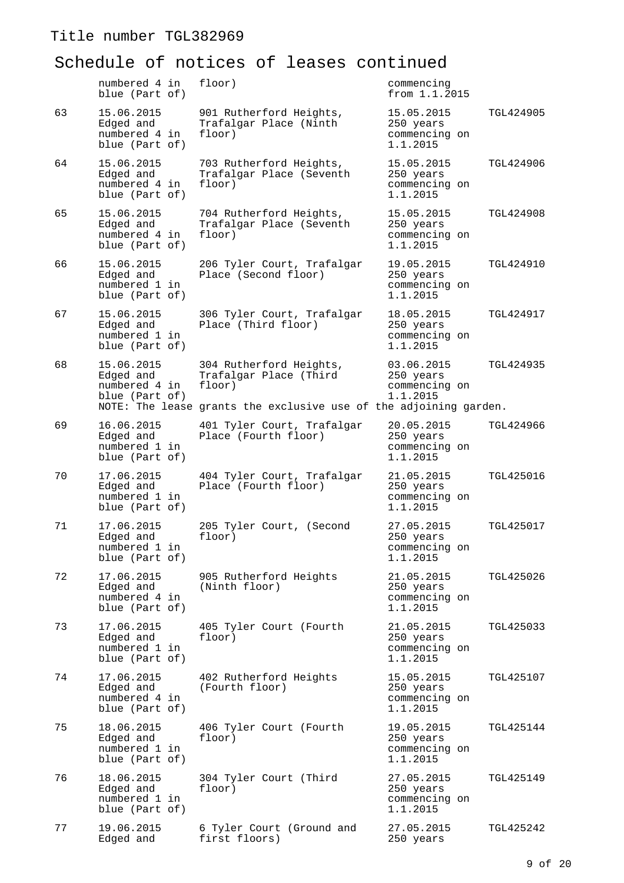Title number TGL382969

# Schedule of notices of leases continued

| | | | | |
|---|---|---|---|---|
| | numbered 4 in blue (Part of) | floor) | commencing from 1.1.2015 | |
| 63 | 15.06.2015 Edged and numbered 4 in blue (Part of) | 901 Rutherford Heights, Trafalgar Place (Ninth floor) | 15.05.2015 250 years commencing on 1.1.2015 | TGL424905 |
| 64 | 15.06.2015 Edged and numbered 4 in blue (Part of) | 703 Rutherford Heights, Trafalgar Place (Seventh floor) | 15.05.2015 250 years commencing on 1.1.2015 | TGL424906 |
| 65 | 15.06.2015 Edged and numbered 4 in blue (Part of) | 704 Rutherford Heights, Trafalgar Place (Seventh floor) | 15.05.2015 250 years commencing on 1.1.2015 | TGL424908 |
| 66 | 15.06.2015 Edged and numbered 1 in blue (Part of) | 206 Tyler Court, Trafalgar Place (Second floor) | 19.05.2015 250 years commencing on 1.1.2015 | TGL424910 |
| 67 | 15.06.2015 Edged and numbered 1 in blue (Part of) | 306 Tyler Court, Trafalgar Place (Third floor) | 18.05.2015 250 years commencing on 1.1.2015 | TGL424917 |
| 68 | 15.06.2015 Edged and numbered 4 in blue (Part of) | 304 Rutherford Heights, Trafalgar Place (Third floor) | 03.06.2015 250 years commencing on 1.1.2015 | TGL424935 |
| | NOTE: The lease grants the exclusive use of the adjoining garden. | | | |
| 69 | 16.06.2015 Edged and numbered 1 in blue (Part of) | 401 Tyler Court, Trafalgar Place (Fourth floor) | 20.05.2015 250 years commencing on 1.1.2015 | TGL424966 |
| 70 | 17.06.2015 Edged and numbered 1 in blue (Part of) | 404 Tyler Court, Trafalgar Place (Fourth floor) | 21.05.2015 250 years commencing on 1.1.2015 | TGL425016 |
| 71 | 17.06.2015 Edged and numbered 1 in blue (Part of) | 205 Tyler Court, (Second floor) | 27.05.2015 250 years commencing on 1.1.2015 | TGL425017 |
| 72 | 17.06.2015 Edged and numbered 4 in blue (Part of) | 905 Rutherford Heights (Ninth floor) | 21.05.2015 250 years commencing on 1.1.2015 | TGL425026 |
| 73 | 17.06.2015 Edged and numbered 1 in blue (Part of) | 405 Tyler Court (Fourth floor) | 21.05.2015 250 years commencing on 1.1.2015 | TGL425033 |
| 74 | 17.06.2015 Edged and numbered 4 in blue (Part of) | 402 Rutherford Heights (Fourth floor) | 15.05.2015 250 years commencing on 1.1.2015 | TGL425107 |
| 75 | 18.06.2015 Edged and numbered 1 in blue (Part of) | 406 Tyler Court (Fourth floor) | 19.05.2015 250 years commencing on 1.1.2015 | TGL425144 |
| 76 | 18.06.2015 Edged and numbered 1 in blue (Part of) | 304 Tyler Court (Third floor) | 27.05.2015 250 years commencing on 1.1.2015 | TGL425149 |
| 77 | 19.06.2015 Edged and | 6 Tyler Court (Ground and first floors) | 27.05.2015 250 years | TGL425242 |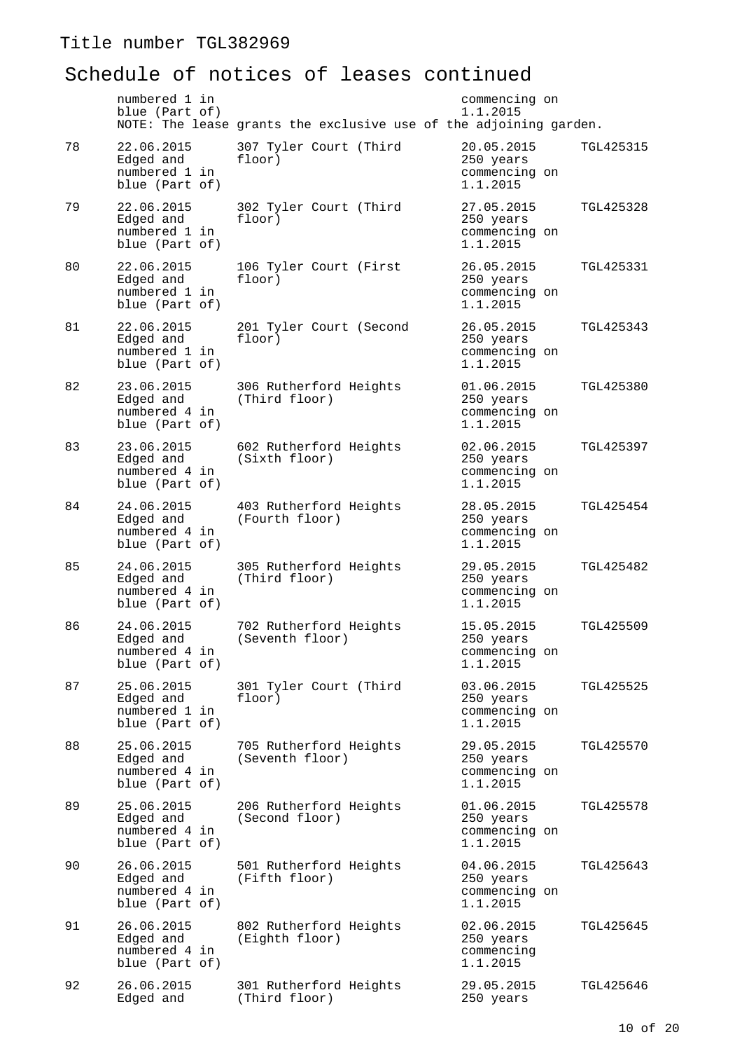Title number TGL382969

# Schedule of notices of leases continued

| | | | | |
|---|---|---|---|---|
| | numbered 1 in blue (Part of) | | commencing on 1.1.2015 | |
| | NOTE: The lease grants the exclusive use of the adjoining garden. | | | |
| 78 | 22.06.2015 Edged and numbered 1 in blue (Part of) | 307 Tyler Court (Third floor) | 20.05.2015 250 years commencing on 1.1.2015 | TGL425315 |
| 79 | 22.06.2015 Edged and numbered 1 in blue (Part of) | 302 Tyler Court (Third floor) | 27.05.2015 250 years commencing on 1.1.2015 | TGL425328 |
| 80 | 22.06.2015 Edged and numbered 1 in blue (Part of) | 106 Tyler Court (First floor) | 26.05.2015 250 years commencing on 1.1.2015 | TGL425331 |
| 81 | 22.06.2015 Edged and numbered 1 in blue (Part of) | 201 Tyler Court (Second floor) | 26.05.2015 250 years commencing on 1.1.2015 | TGL425343 |
| 82 | 23.06.2015 Edged and numbered 4 in blue (Part of) | 306 Rutherford Heights (Third floor) | 01.06.2015 250 years commencing on 1.1.2015 | TGL425380 |
| 83 | 23.06.2015 Edged and numbered 4 in blue (Part of) | 602 Rutherford Heights (Sixth floor) | 02.06.2015 250 years commencing on 1.1.2015 | TGL425397 |
| 84 | 24.06.2015 Edged and numbered 4 in blue (Part of) | 403 Rutherford Heights (Fourth floor) | 28.05.2015 250 years commencing on 1.1.2015 | TGL425454 |
| 85 | 24.06.2015 Edged and numbered 4 in blue (Part of) | 305 Rutherford Heights (Third floor) | 29.05.2015 250 years commencing on 1.1.2015 | TGL425482 |
| 86 | 24.06.2015 Edged and numbered 4 in blue (Part of) | 702 Rutherford Heights (Seventh floor) | 15.05.2015 250 years commencing on 1.1.2015 | TGL425509 |
| 87 | 25.06.2015 Edged and numbered 1 in blue (Part of) | 301 Tyler Court (Third floor) | 03.06.2015 250 years commencing on 1.1.2015 | TGL425525 |
| 88 | 25.06.2015 Edged and numbered 4 in blue (Part of) | 705 Rutherford Heights (Seventh floor) | 29.05.2015 250 years commencing on 1.1.2015 | TGL425570 |
| 89 | 25.06.2015 Edged and numbered 4 in blue (Part of) | 206 Rutherford Heights (Second floor) | 01.06.2015 250 years commencing on 1.1.2015 | TGL425578 |
| 90 | 26.06.2015 Edged and numbered 4 in blue (Part of) | 501 Rutherford Heights (Fifth floor) | 04.06.2015 250 years commencing on 1.1.2015 | TGL425643 |
| 91 | 26.06.2015 Edged and numbered 4 in blue (Part of) | 802 Rutherford Heights (Eighth floor) | 02.06.2015 250 years commencing 1.1.2015 | TGL425645 |
| 92 | 26.06.2015 Edged and | 301 Rutherford Heights (Third floor) | 29.05.2015 250 years | TGL425646 |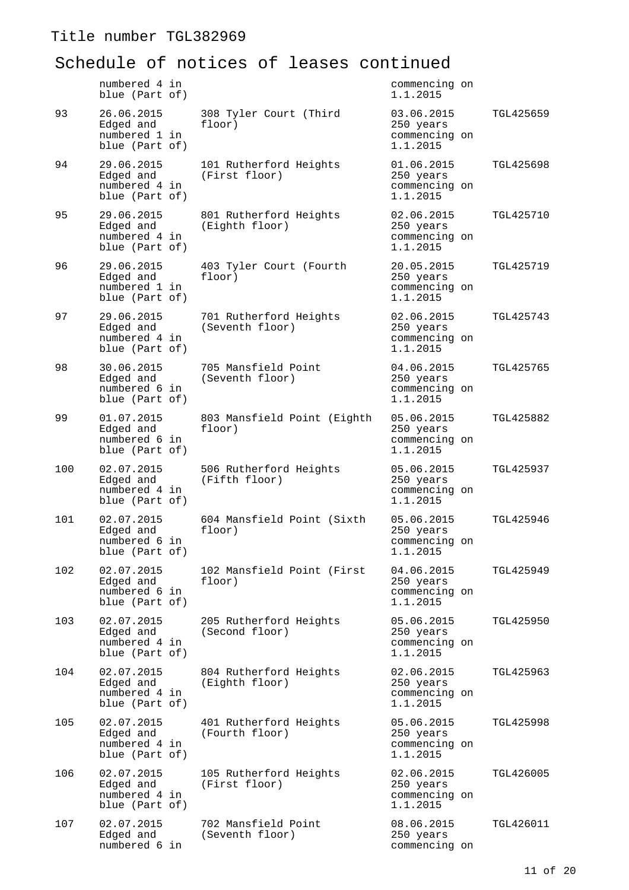Title number TGL382969

# Schedule of notices of leases continued

| | | | | |
|---|---|---|---|---|
| | numbered 4 in blue (Part of) | | commencing on 1.1.2015 | |
| 93 | 26.06.2015 Edged and numbered 1 in blue (Part of) | 308 Tyler Court (Third floor) | 03.06.2015 250 years commencing on 1.1.2015 | TGL425659 |
| 94 | 29.06.2015 Edged and numbered 4 in blue (Part of) | 101 Rutherford Heights (First floor) | 01.06.2015 250 years commencing on 1.1.2015 | TGL425698 |
| 95 | 29.06.2015 Edged and numbered 4 in blue (Part of) | 801 Rutherford Heights (Eighth floor) | 02.06.2015 250 years commencing on 1.1.2015 | TGL425710 |
| 96 | 29.06.2015 Edged and numbered 1 in blue (Part of) | 403 Tyler Court (Fourth floor) | 20.05.2015 250 years commencing on 1.1.2015 | TGL425719 |
| 97 | 29.06.2015 Edged and numbered 4 in blue (Part of) | 701 Rutherford Heights (Seventh floor) | 02.06.2015 250 years commencing on 1.1.2015 | TGL425743 |
| 98 | 30.06.2015 Edged and numbered 6 in blue (Part of) | 705 Mansfield Point (Seventh floor) | 04.06.2015 250 years commencing on 1.1.2015 | TGL425765 |
| 99 | 01.07.2015 Edged and numbered 6 in blue (Part of) | 803 Mansfield Point (Eighth floor) | 05.06.2015 250 years commencing on 1.1.2015 | TGL425882 |
| 100 | 02.07.2015 Edged and numbered 4 in blue (Part of) | 506 Rutherford Heights (Fifth floor) | 05.06.2015 250 years commencing on 1.1.2015 | TGL425937 |
| 101 | 02.07.2015 Edged and numbered 6 in blue (Part of) | 604 Mansfield Point (Sixth floor) | 05.06.2015 250 years commencing on 1.1.2015 | TGL425946 |
| 102 | 02.07.2015 Edged and numbered 6 in blue (Part of) | 102 Mansfield Point (First floor) | 04.06.2015 250 years commencing on 1.1.2015 | TGL425949 |
| 103 | 02.07.2015 Edged and numbered 4 in blue (Part of) | 205 Rutherford Heights (Second floor) | 05.06.2015 250 years commencing on 1.1.2015 | TGL425950 |
| 104 | 02.07.2015 Edged and numbered 4 in blue (Part of) | 804 Rutherford Heights (Eighth floor) | 02.06.2015 250 years commencing on 1.1.2015 | TGL425963 |
| 105 | 02.07.2015 Edged and numbered 4 in blue (Part of) | 401 Rutherford Heights (Fourth floor) | 05.06.2015 250 years commencing on 1.1.2015 | TGL425998 |
| 106 | 02.07.2015 Edged and numbered 4 in blue (Part of) | 105 Rutherford Heights (First floor) | 02.06.2015 250 years commencing on 1.1.2015 | TGL426005 |
| 107 | 02.07.2015 Edged and numbered 6 in | 702 Mansfield Point (Seventh floor) | 08.06.2015 250 years commencing on | TGL426011 |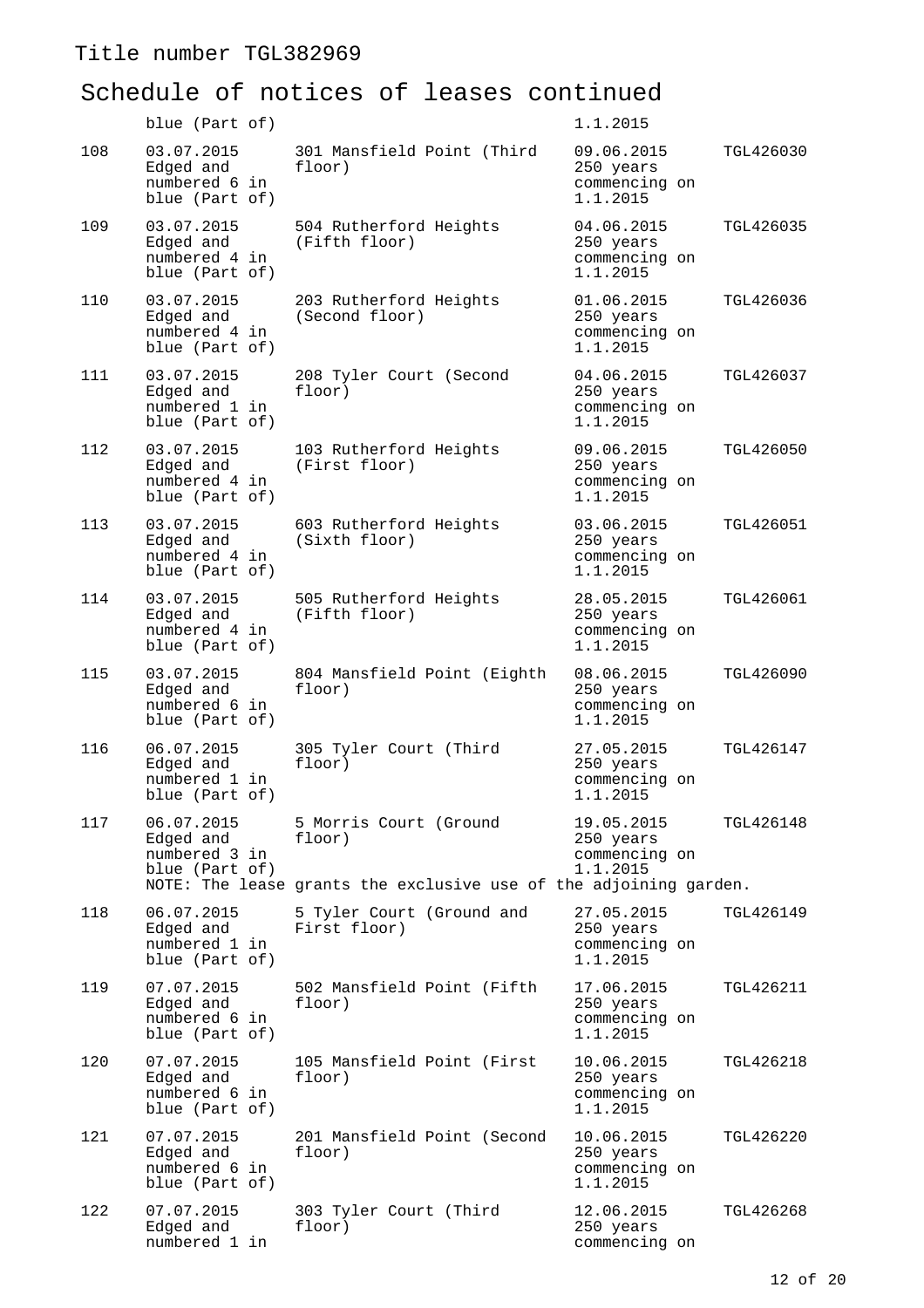Title number TGL382969

## Schedule of notices of leases continued

| | | | | |
|---|---|---|---|---|
| | blue (Part of) | | 1.1.2015 | |
| 108 | 03.07.2015 Edged and numbered 6 in blue (Part of) | 301 Mansfield Point (Third floor) | 09.06.2015 250 years commencing on 1.1.2015 | TGL426030 |
| 109 | 03.07.2015 Edged and numbered 4 in blue (Part of) | 504 Rutherford Heights (Fifth floor) | 04.06.2015 250 years commencing on 1.1.2015 | TGL426035 |
| 110 | 03.07.2015 Edged and numbered 4 in blue (Part of) | 203 Rutherford Heights (Second floor) | 01.06.2015 250 years commencing on 1.1.2015 | TGL426036 |
| 111 | 03.07.2015 Edged and numbered 1 in blue (Part of) | 208 Tyler Court (Second floor) | 04.06.2015 250 years commencing on 1.1.2015 | TGL426037 |
| 112 | 03.07.2015 Edged and numbered 4 in blue (Part of) | 103 Rutherford Heights (First floor) | 09.06.2015 250 years commencing on 1.1.2015 | TGL426050 |
| 113 | 03.07.2015 Edged and numbered 4 in blue (Part of) | 603 Rutherford Heights (Sixth floor) | 03.06.2015 250 years commencing on 1.1.2015 | TGL426051 |
| 114 | 03.07.2015 Edged and numbered 4 in blue (Part of) | 505 Rutherford Heights (Fifth floor) | 28.05.2015 250 years commencing on 1.1.2015 | TGL426061 |
| 115 | 03.07.2015 Edged and numbered 6 in blue (Part of) | 804 Mansfield Point (Eighth floor) | 08.06.2015 250 years commencing on 1.1.2015 | TGL426090 |
| 116 | 06.07.2015 Edged and numbered 1 in blue (Part of) | 305 Tyler Court (Third floor) | 27.05.2015 250 years commencing on 1.1.2015 | TGL426147 |
| 117 | 06.07.2015 Edged and numbered 3 in blue (Part of) | 5 Morris Court (Ground floor) | 19.05.2015 250 years commencing on 1.1.2015 | TGL426148 |
| | NOTE: The lease grants the exclusive use of the adjoining garden. | | | |
| 118 | 06.07.2015 Edged and numbered 1 in blue (Part of) | 5 Tyler Court (Ground and First floor) | 27.05.2015 250 years commencing on 1.1.2015 | TGL426149 |
| 119 | 07.07.2015 Edged and numbered 6 in blue (Part of) | 502 Mansfield Point (Fifth floor) | 17.06.2015 250 years commencing on 1.1.2015 | TGL426211 |
| 120 | 07.07.2015 Edged and numbered 6 in blue (Part of) | 105 Mansfield Point (First floor) | 10.06.2015 250 years commencing on 1.1.2015 | TGL426218 |
| 121 | 07.07.2015 Edged and numbered 6 in blue (Part of) | 201 Mansfield Point (Second floor) | 10.06.2015 250 years commencing on 1.1.2015 | TGL426220 |
| 122 | 07.07.2015 Edged and numbered 1 in | 303 Tyler Court (Third floor) | 12.06.2015 250 years commencing on | TGL426268 |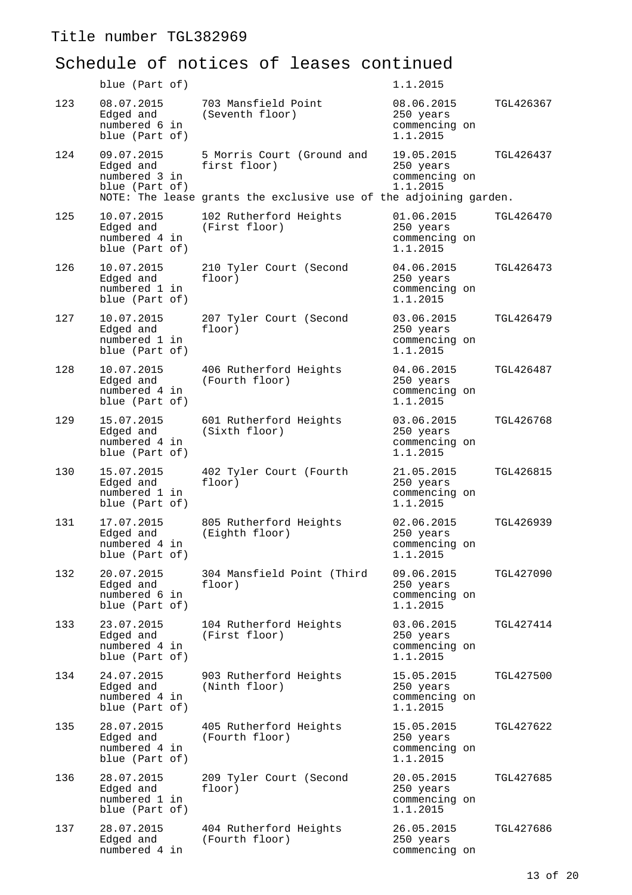Title number TGL382969

# Schedule of notices of leases continued

| | | | | |
|---|---|---|---|---|
| | blue (Part of) | | 1.1.2015 | |
| 123 | 08.07.2015 Edged and numbered 6 in blue (Part of) | 703 Mansfield Point (Seventh floor) | 08.06.2015 250 years commencing on 1.1.2015 | TGL426367 |
| 124 | 09.07.2015 Edged and numbered 3 in blue (Part of) | 5 Morris Court (Ground and first floor) | 19.05.2015 250 years commencing on 1.1.2015 | TGL426437 |
| | NOTE: The lease grants the exclusive use of the adjoining garden. | | | |
| 125 | 10.07.2015 Edged and numbered 4 in blue (Part of) | 102 Rutherford Heights (First floor) | 01.06.2015 250 years commencing on 1.1.2015 | TGL426470 |
| 126 | 10.07.2015 Edged and numbered 1 in blue (Part of) | 210 Tyler Court (Second floor) | 04.06.2015 250 years commencing on 1.1.2015 | TGL426473 |
| 127 | 10.07.2015 Edged and numbered 1 in blue (Part of) | 207 Tyler Court (Second floor) | 03.06.2015 250 years commencing on 1.1.2015 | TGL426479 |
| 128 | 10.07.2015 Edged and numbered 4 in blue (Part of) | 406 Rutherford Heights (Fourth floor) | 04.06.2015 250 years commencing on 1.1.2015 | TGL426487 |
| 129 | 15.07.2015 Edged and numbered 4 in blue (Part of) | 601 Rutherford Heights (Sixth floor) | 03.06.2015 250 years commencing on 1.1.2015 | TGL426768 |
| 130 | 15.07.2015 Edged and numbered 1 in blue (Part of) | 402 Tyler Court (Fourth floor) | 21.05.2015 250 years commencing on 1.1.2015 | TGL426815 |
| 131 | 17.07.2015 Edged and numbered 4 in blue (Part of) | 805 Rutherford Heights (Eighth floor) | 02.06.2015 250 years commencing on 1.1.2015 | TGL426939 |
| 132 | 20.07.2015 Edged and numbered 6 in blue (Part of) | 304 Mansfield Point (Third floor) | 09.06.2015 250 years commencing on 1.1.2015 | TGL427090 |
| 133 | 23.07.2015 Edged and numbered 4 in blue (Part of) | 104 Rutherford Heights (First floor) | 03.06.2015 250 years commencing on 1.1.2015 | TGL427414 |
| 134 | 24.07.2015 Edged and numbered 4 in blue (Part of) | 903 Rutherford Heights (Ninth floor) | 15.05.2015 250 years commencing on 1.1.2015 | TGL427500 |
| 135 | 28.07.2015 Edged and numbered 4 in blue (Part of) | 405 Rutherford Heights (Fourth floor) | 15.05.2015 250 years commencing on 1.1.2015 | TGL427622 |
| 136 | 28.07.2015 Edged and numbered 1 in blue (Part of) | 209 Tyler Court (Second floor) | 20.05.2015 250 years commencing on 1.1.2015 | TGL427685 |
| 137 | 28.07.2015 Edged and numbered 4 in | 404 Rutherford Heights (Fourth floor) | 26.05.2015 250 years commencing on | TGL427686 |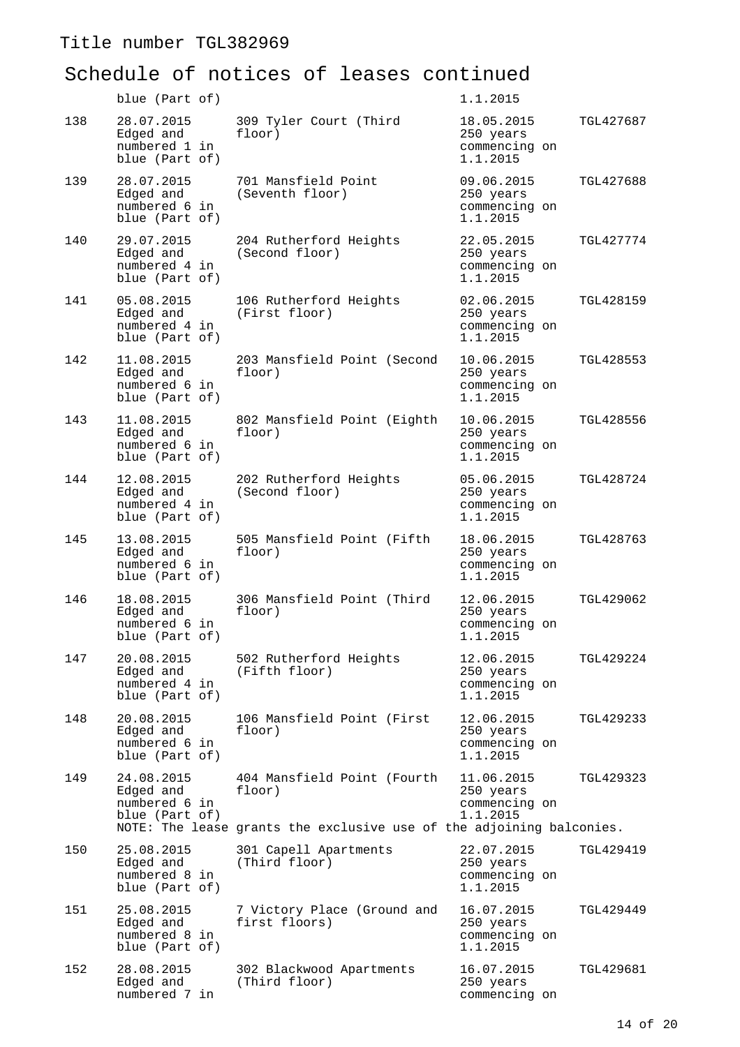Title number TGL382969

# Schedule of notices of leases continued

| | | | | |
|---|---|---|---|---|
| | blue (Part of) | | 1.1.2015 | |
| 138 | 28.07.2015 Edged and numbered 1 in blue (Part of) | 309 Tyler Court (Third floor) | 18.05.2015 250 years commencing on 1.1.2015 | TGL427687 |
| 139 | 28.07.2015 Edged and numbered 6 in blue (Part of) | 701 Mansfield Point (Seventh floor) | 09.06.2015 250 years commencing on 1.1.2015 | TGL427688 |
| 140 | 29.07.2015 Edged and numbered 4 in blue (Part of) | 204 Rutherford Heights (Second floor) | 22.05.2015 250 years commencing on 1.1.2015 | TGL427774 |
| 141 | 05.08.2015 Edged and numbered 4 in blue (Part of) | 106 Rutherford Heights (First floor) | 02.06.2015 250 years commencing on 1.1.2015 | TGL428159 |
| 142 | 11.08.2015 Edged and numbered 6 in blue (Part of) | 203 Mansfield Point (Second floor) | 10.06.2015 250 years commencing on 1.1.2015 | TGL428553 |
| 143 | 11.08.2015 Edged and numbered 6 in blue (Part of) | 802 Mansfield Point (Eighth floor) | 10.06.2015 250 years commencing on 1.1.2015 | TGL428556 |
| 144 | 12.08.2015 Edged and numbered 4 in blue (Part of) | 202 Rutherford Heights (Second floor) | 05.06.2015 250 years commencing on 1.1.2015 | TGL428724 |
| 145 | 13.08.2015 Edged and numbered 6 in blue (Part of) | 505 Mansfield Point (Fifth floor) | 18.06.2015 250 years commencing on 1.1.2015 | TGL428763 |
| 146 | 18.08.2015 Edged and numbered 6 in blue (Part of) | 306 Mansfield Point (Third floor) | 12.06.2015 250 years commencing on 1.1.2015 | TGL429062 |
| 147 | 20.08.2015 Edged and numbered 4 in blue (Part of) | 502 Rutherford Heights (Fifth floor) | 12.06.2015 250 years commencing on 1.1.2015 | TGL429224 |
| 148 | 20.08.2015 Edged and numbered 6 in blue (Part of) | 106 Mansfield Point (First floor) | 12.06.2015 250 years commencing on 1.1.2015 | TGL429233 |
| 149 | 24.08.2015 Edged and numbered 6 in blue (Part of) | 404 Mansfield Point (Fourth floor) | 11.06.2015 250 years commencing on 1.1.2015 | TGL429323 |
| | NOTE: The lease grants the exclusive use of the adjoining balconies. | | | |
| 150 | 25.08.2015 Edged and numbered 8 in blue (Part of) | 301 Capell Apartments (Third floor) | 22.07.2015 250 years commencing on 1.1.2015 | TGL429419 |
| 151 | 25.08.2015 Edged and numbered 8 in blue (Part of) | 7 Victory Place (Ground and first floors) | 16.07.2015 250 years commencing on 1.1.2015 | TGL429449 |
| 152 | 28.08.2015 Edged and numbered 7 in | 302 Blackwood Apartments (Third floor) | 16.07.2015 250 years commencing on | TGL429681 |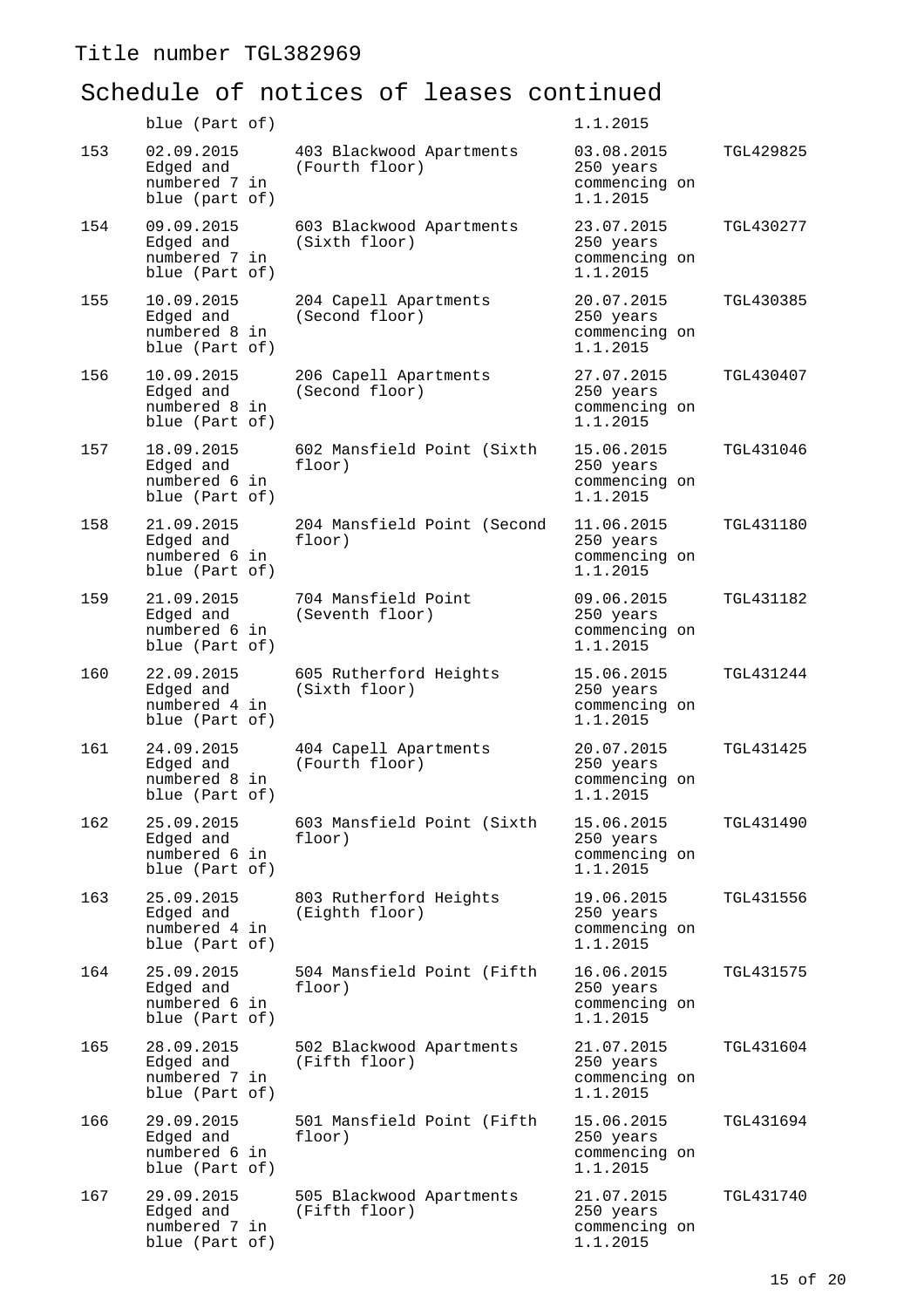# Schedule of notices of leases continued

| | | | | |
|---|---|---|---|---|
| | blue (Part of) | | 1.1.2015 | |
| 153 | 02.09.2015 Edged and numbered 7 in blue (part of) | 403 Blackwood Apartments (Fourth floor) | 03.08.2015 250 years commencing on 1.1.2015 | TGL429825 |
| 154 | 09.09.2015 Edged and numbered 7 in blue (Part of) | 603 Blackwood Apartments (Sixth floor) | 23.07.2015 250 years commencing on 1.1.2015 | TGL430277 |
| 155 | 10.09.2015 Edged and numbered 8 in blue (Part of) | 204 Capell Apartments (Second floor) | 20.07.2015 250 years commencing on 1.1.2015 | TGL430385 |
| 156 | 10.09.2015 Edged and numbered 8 in blue (Part of) | 206 Capell Apartments (Second floor) | 27.07.2015 250 years commencing on 1.1.2015 | TGL430407 |
| 157 | 18.09.2015 Edged and numbered 6 in blue (Part of) | 602 Mansfield Point (Sixth floor) | 15.06.2015 250 years commencing on 1.1.2015 | TGL431046 |
| 158 | 21.09.2015 Edged and numbered 6 in blue (Part of) | 204 Mansfield Point (Second floor) | 11.06.2015 250 years commencing on 1.1.2015 | TGL431180 |
| 159 | 21.09.2015 Edged and numbered 6 in blue (Part of) | 704 Mansfield Point (Seventh floor) | 09.06.2015 250 years commencing on 1.1.2015 | TGL431182 |
| 160 | 22.09.2015 Edged and numbered 4 in blue (Part of) | 605 Rutherford Heights (Sixth floor) | 15.06.2015 250 years commencing on 1.1.2015 | TGL431244 |
| 161 | 24.09.2015 Edged and numbered 8 in blue (Part of) | 404 Capell Apartments (Fourth floor) | 20.07.2015 250 years commencing on 1.1.2015 | TGL431425 |
| 162 | 25.09.2015 Edged and numbered 6 in blue (Part of) | 603 Mansfield Point (Sixth floor) | 15.06.2015 250 years commencing on 1.1.2015 | TGL431490 |
| 163 | 25.09.2015 Edged and numbered 4 in blue (Part of) | 803 Rutherford Heights (Eighth floor) | 19.06.2015 250 years commencing on 1.1.2015 | TGL431556 |
| 164 | 25.09.2015 Edged and numbered 6 in blue (Part of) | 504 Mansfield Point (Fifth floor) | 16.06.2015 250 years commencing on 1.1.2015 | TGL431575 |
| 165 | 28.09.2015 Edged and numbered 7 in blue (Part of) | 502 Blackwood Apartments (Fifth floor) | 21.07.2015 250 years commencing on 1.1.2015 | TGL431604 |
| 166 | 29.09.2015 Edged and numbered 6 in blue (Part of) | 501 Mansfield Point (Fifth floor) | 15.06.2015 250 years commencing on 1.1.2015 | TGL431694 |
| 167 | 29.09.2015 Edged and numbered 7 in blue (Part of) | 505 Blackwood Apartments (Fifth floor) | 21.07.2015 250 years commencing on 1.1.2015 | TGL431740 |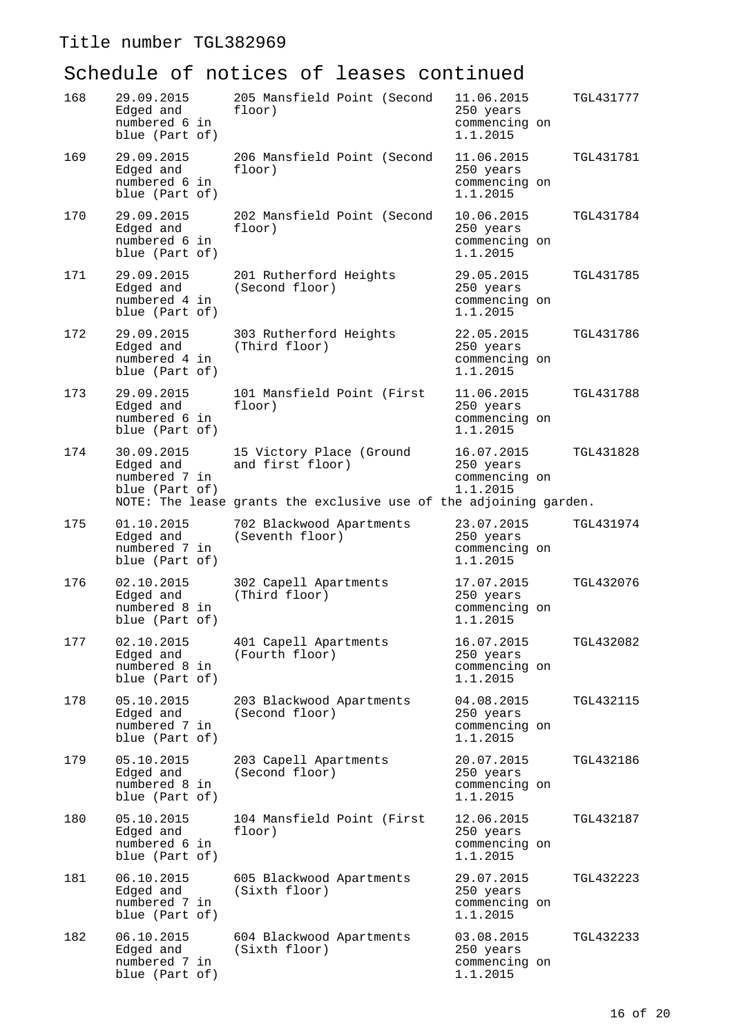Title number TGL382969

## Schedule of notices of leases continued

| | | | | |
|---|---|---|---|---|
| 168 | 29.09.2015 Edged and numbered 6 in blue (Part of) | 205 Mansfield Point (Second floor) | 11.06.2015 250 years commencing on 1.1.2015 | TGL431777 |
| 169 | 29.09.2015 Edged and numbered 6 in blue (Part of) | 206 Mansfield Point (Second floor) | 11.06.2015 250 years commencing on 1.1.2015 | TGL431781 |
| 170 | 29.09.2015 Edged and numbered 6 in blue (Part of) | 202 Mansfield Point (Second floor) | 10.06.2015 250 years commencing on 1.1.2015 | TGL431784 |
| 171 | 29.09.2015 Edged and numbered 4 in blue (Part of) | 201 Rutherford Heights (Second floor) | 29.05.2015 250 years commencing on 1.1.2015 | TGL431785 |
| 172 | 29.09.2015 Edged and numbered 4 in blue (Part of) | 303 Rutherford Heights (Third floor) | 22.05.2015 250 years commencing on 1.1.2015 | TGL431786 |
| 173 | 29.09.2015 Edged and numbered 6 in blue (Part of) | 101 Mansfield Point (First floor) | 11.06.2015 250 years commencing on 1.1.2015 | TGL431788 |
| 174 | 30.09.2015 Edged and numbered 7 in blue (Part of) | 15 Victory Place (Ground and first floor) | 16.07.2015 250 years commencing on 1.1.2015 | TGL431828 |
| | NOTE: The lease grants the exclusive use of the adjoining garden. | | | |
| 175 | 01.10.2015 Edged and numbered 7 in blue (Part of) | 702 Blackwood Apartments (Seventh floor) | 23.07.2015 250 years commencing on 1.1.2015 | TGL431974 |
| 176 | 02.10.2015 Edged and numbered 8 in blue (Part of) | 302 Capell Apartments (Third floor) | 17.07.2015 250 years commencing on 1.1.2015 | TGL432076 |
| 177 | 02.10.2015 Edged and numbered 8 in blue (Part of) | 401 Capell Apartments (Fourth floor) | 16.07.2015 250 years commencing on 1.1.2015 | TGL432082 |
| 178 | 05.10.2015 Edged and numbered 7 in blue (Part of) | 203 Blackwood Apartments (Second floor) | 04.08.2015 250 years commencing on 1.1.2015 | TGL432115 |
| 179 | 05.10.2015 Edged and numbered 8 in blue (Part of) | 203 Capell Apartments (Second floor) | 20.07.2015 250 years commencing on 1.1.2015 | TGL432186 |
| 180 | 05.10.2015 Edged and numbered 6 in blue (Part of) | 104 Mansfield Point (First floor) | 12.06.2015 250 years commencing on 1.1.2015 | TGL432187 |
| 181 | 06.10.2015 Edged and numbered 7 in blue (Part of) | 605 Blackwood Apartments (Sixth floor) | 29.07.2015 250 years commencing on 1.1.2015 | TGL432223 |
| 182 | 06.10.2015 Edged and numbered 7 in blue (Part of) | 604 Blackwood Apartments (Sixth floor) | 03.08.2015 250 years commencing on 1.1.2015 | TGL432233 |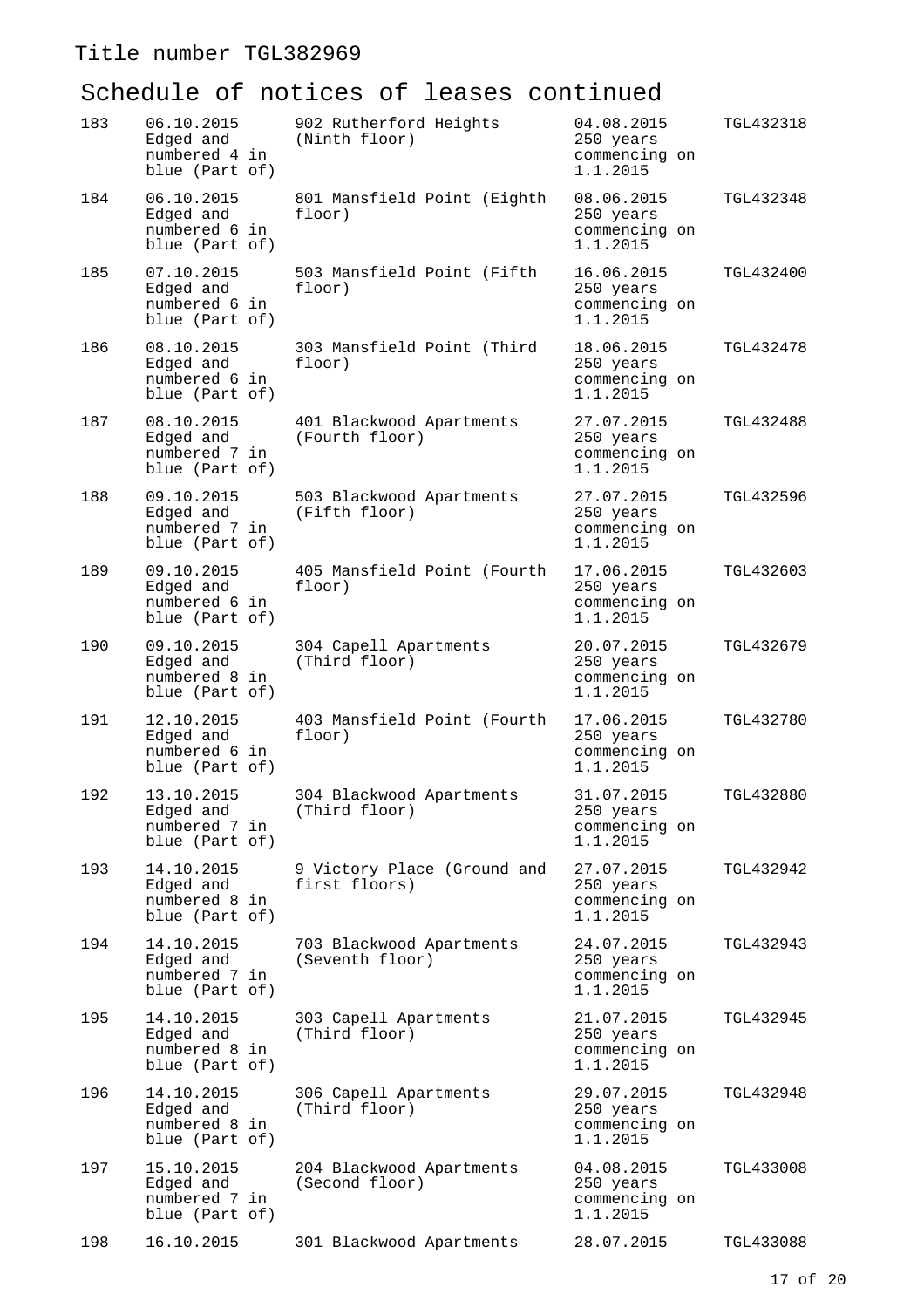Title number TGL382969

## Schedule of notices of leases continued

| | | | | |
|---|---|---|---|---|
| 183 | 06.10.2015 Edged and numbered 4 in blue (Part of) | 902 Rutherford Heights (Ninth floor) | 04.08.2015 250 years commencing on 1.1.2015 | TGL432318 |
| 184 | 06.10.2015 Edged and numbered 6 in blue (Part of) | 801 Mansfield Point (Eighth floor) | 08.06.2015 250 years commencing on 1.1.2015 | TGL432348 |
| 185 | 07.10.2015 Edged and numbered 6 in blue (Part of) | 503 Mansfield Point (Fifth floor) | 16.06.2015 250 years commencing on 1.1.2015 | TGL432400 |
| 186 | 08.10.2015 Edged and numbered 6 in blue (Part of) | 303 Mansfield Point (Third floor) | 18.06.2015 250 years commencing on 1.1.2015 | TGL432478 |
| 187 | 08.10.2015 Edged and numbered 7 in blue (Part of) | 401 Blackwood Apartments (Fourth floor) | 27.07.2015 250 years commencing on 1.1.2015 | TGL432488 |
| 188 | 09.10.2015 Edged and numbered 7 in blue (Part of) | 503 Blackwood Apartments (Fifth floor) | 27.07.2015 250 years commencing on 1.1.2015 | TGL432596 |
| 189 | 09.10.2015 Edged and numbered 6 in blue (Part of) | 405 Mansfield Point (Fourth floor) | 17.06.2015 250 years commencing on 1.1.2015 | TGL432603 |
| 190 | 09.10.2015 Edged and numbered 8 in blue (Part of) | 304 Capell Apartments (Third floor) | 20.07.2015 250 years commencing on 1.1.2015 | TGL432679 |
| 191 | 12.10.2015 Edged and numbered 6 in blue (Part of) | 403 Mansfield Point (Fourth floor) | 17.06.2015 250 years commencing on 1.1.2015 | TGL432780 |
| 192 | 13.10.2015 Edged and numbered 7 in blue (Part of) | 304 Blackwood Apartments (Third floor) | 31.07.2015 250 years commencing on 1.1.2015 | TGL432880 |
| 193 | 14.10.2015 Edged and numbered 8 in blue (Part of) | 9 Victory Place (Ground and first floors) | 27.07.2015 250 years commencing on 1.1.2015 | TGL432942 |
| 194 | 14.10.2015 Edged and numbered 7 in blue (Part of) | 703 Blackwood Apartments (Seventh floor) | 24.07.2015 250 years commencing on 1.1.2015 | TGL432943 |
| 195 | 14.10.2015 Edged and numbered 8 in blue (Part of) | 303 Capell Apartments (Third floor) | 21.07.2015 250 years commencing on 1.1.2015 | TGL432945 |
| 196 | 14.10.2015 Edged and numbered 8 in blue (Part of) | 306 Capell Apartments (Third floor) | 29.07.2015 250 years commencing on 1.1.2015 | TGL432948 |
| 197 | 15.10.2015 Edged and numbered 7 in blue (Part of) | 204 Blackwood Apartments (Second floor) | 04.08.2015 250 years commencing on 1.1.2015 | TGL433008 |
| 198 | 16.10.2015 | 301 Blackwood Apartments | 28.07.2015 | TGL433088 |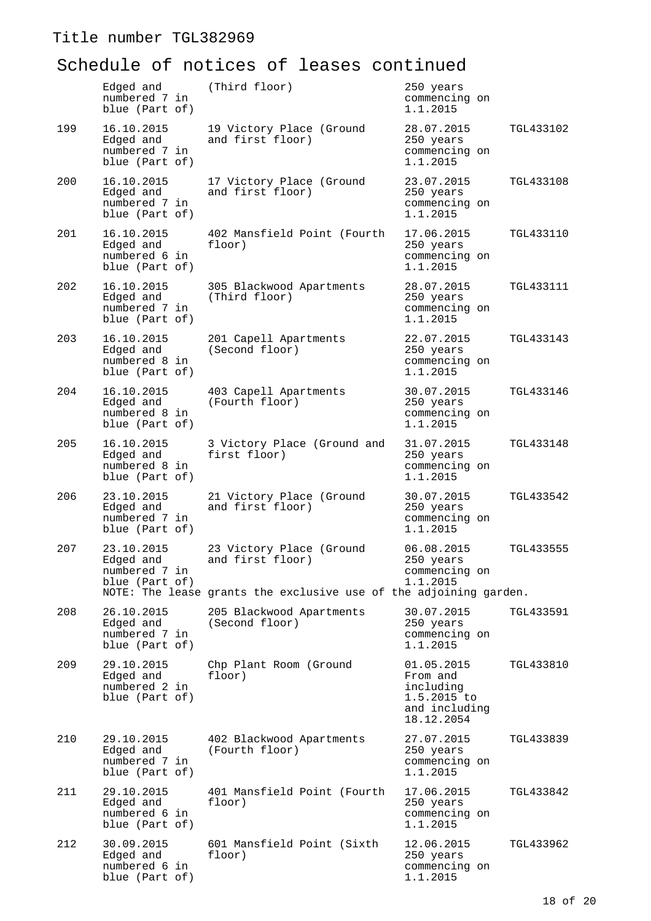Title number TGL382969

## Schedule of notices of leases continued

| | | | | |
|---|---|---|---|---|
| | Edged and numbered 7 in blue (Part of) | (Third floor) | 250 years commencing on 1.1.2015 | |
| 199 | 16.10.2015 Edged and numbered 7 in blue (Part of) | 19 Victory Place (Ground and first floor) | 28.07.2015 250 years commencing on 1.1.2015 | TGL433102 |
| 200 | 16.10.2015 Edged and numbered 7 in blue (Part of) | 17 Victory Place (Ground and first floor) | 23.07.2015 250 years commencing on 1.1.2015 | TGL433108 |
| 201 | 16.10.2015 Edged and numbered 6 in blue (Part of) | 402 Mansfield Point (Fourth floor) | 17.06.2015 250 years commencing on 1.1.2015 | TGL433110 |
| 202 | 16.10.2015 Edged and numbered 7 in blue (Part of) | 305 Blackwood Apartments (Third floor) | 28.07.2015 250 years commencing on 1.1.2015 | TGL433111 |
| 203 | 16.10.2015 Edged and numbered 8 in blue (Part of) | 201 Capell Apartments (Second floor) | 22.07.2015 250 years commencing on 1.1.2015 | TGL433143 |
| 204 | 16.10.2015 Edged and numbered 8 in blue (Part of) | 403 Capell Apartments (Fourth floor) | 30.07.2015 250 years commencing on 1.1.2015 | TGL433146 |
| 205 | 16.10.2015 Edged and numbered 8 in blue (Part of) | 3 Victory Place (Ground and first floor) | 31.07.2015 250 years commencing on 1.1.2015 | TGL433148 |
| 206 | 23.10.2015 Edged and numbered 7 in blue (Part of) | 21 Victory Place (Ground and first floor) | 30.07.2015 250 years commencing on 1.1.2015 | TGL433542 |
| 207 | 23.10.2015 Edged and numbered 7 in blue (Part of) | 23 Victory Place (Ground and first floor) | 06.08.2015 250 years commencing on 1.1.2015 | TGL433555 |
| | NOTE: The lease grants the exclusive use of the adjoining garden. | | | |
| 208 | 26.10.2015 Edged and numbered 7 in blue (Part of) | 205 Blackwood Apartments (Second floor) | 30.07.2015 250 years commencing on 1.1.2015 | TGL433591 |
| 209 | 29.10.2015 Edged and numbered 2 in blue (Part of) | Chp Plant Room (Ground floor) | 01.05.2015 From and including 1.5.2015 to and including 18.12.2054 | TGL433810 |
| 210 | 29.10.2015 Edged and numbered 7 in blue (Part of) | 402 Blackwood Apartments (Fourth floor) | 27.07.2015 250 years commencing on 1.1.2015 | TGL433839 |
| 211 | 29.10.2015 Edged and numbered 6 in blue (Part of) | 401 Mansfield Point (Fourth floor) | 17.06.2015 250 years commencing on 1.1.2015 | TGL433842 |
| 212 | 30.09.2015 Edged and numbered 6 in blue (Part of) | 601 Mansfield Point (Sixth floor) | 12.06.2015 250 years commencing on 1.1.2015 | TGL433962 |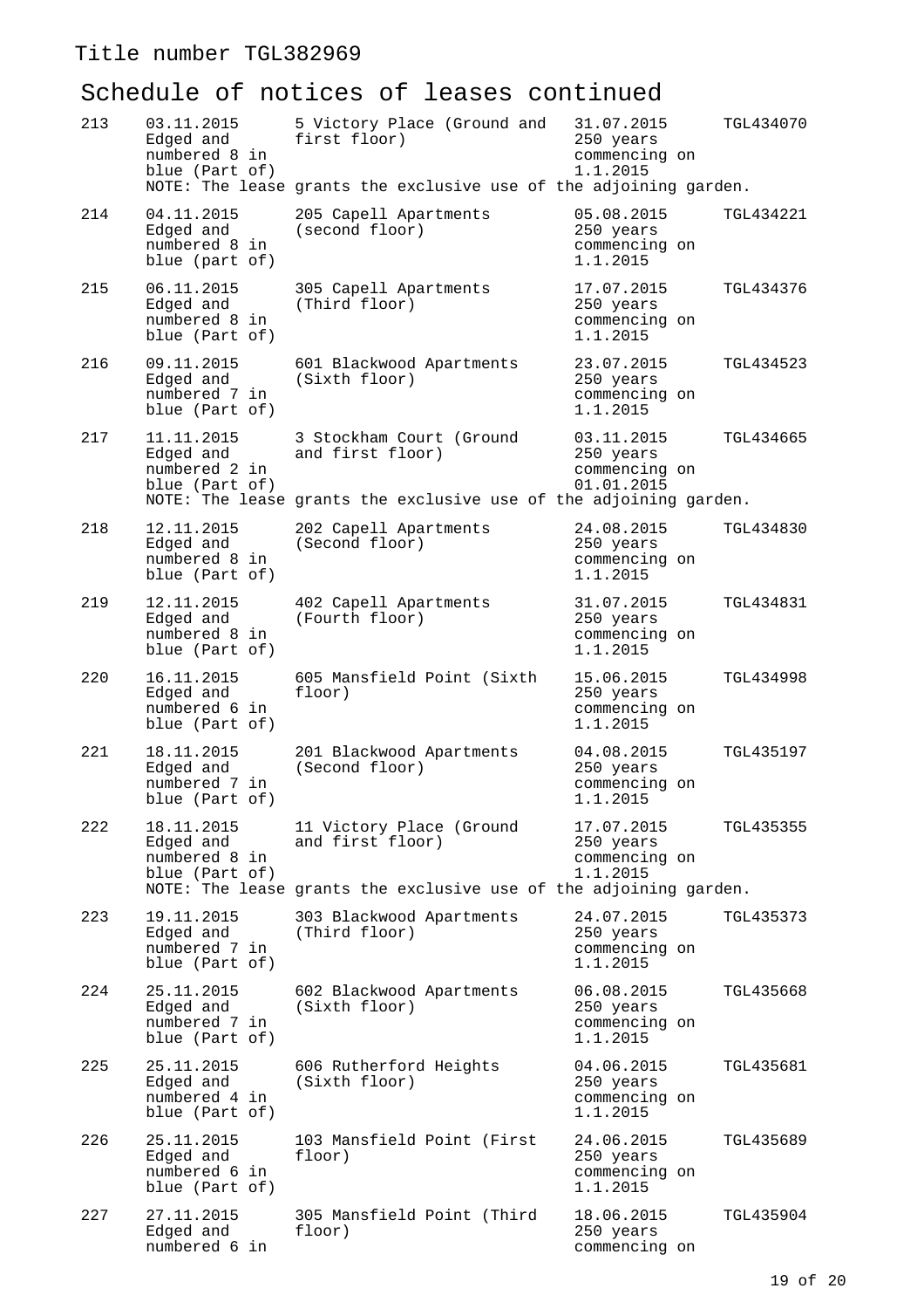Title number TGL382969

## Schedule of notices of leases continued

| | | | | |
|---|---|---|---|---|
| 213 | 03.11.2015 Edged and numbered 8 in blue (Part of) | 5 Victory Place (Ground and first floor) | 31.07.2015 250 years commencing on 1.1.2015 | TGL434070 |
| | NOTE: The lease grants the exclusive use of the adjoining garden. | | | |
| 214 | 04.11.2015 Edged and numbered 8 in blue (part of) | 205 Capell Apartments (second floor) | 05.08.2015 250 years commencing on 1.1.2015 | TGL434221 |
| 215 | 06.11.2015 Edged and numbered 8 in blue (Part of) | 305 Capell Apartments (Third floor) | 17.07.2015 250 years commencing on 1.1.2015 | TGL434376 |
| 216 | 09.11.2015 Edged and numbered 7 in blue (Part of) | 601 Blackwood Apartments (Sixth floor) | 23.07.2015 250 years commencing on 1.1.2015 | TGL434523 |
| 217 | 11.11.2015 Edged and numbered 2 in blue (Part of) | 3 Stockham Court (Ground and first floor) | 03.11.2015 250 years commencing on 01.01.2015 | TGL434665 |
| | NOTE: The lease grants the exclusive use of the adjoining garden. | | | |
| 218 | 12.11.2015 Edged and numbered 8 in blue (Part of) | 202 Capell Apartments (Second floor) | 24.08.2015 250 years commencing on 1.1.2015 | TGL434830 |
| 219 | 12.11.2015 Edged and numbered 8 in blue (Part of) | 402 Capell Apartments (Fourth floor) | 31.07.2015 250 years commencing on 1.1.2015 | TGL434831 |
| 220 | 16.11.2015 Edged and numbered 6 in blue (Part of) | 605 Mansfield Point (Sixth floor) | 15.06.2015 250 years commencing on 1.1.2015 | TGL434998 |
| 221 | 18.11.2015 Edged and numbered 7 in blue (Part of) | 201 Blackwood Apartments (Second floor) | 04.08.2015 250 years commencing on 1.1.2015 | TGL435197 |
| 222 | 18.11.2015 Edged and numbered 8 in blue (Part of) | 11 Victory Place (Ground and first floor) | 17.07.2015 250 years commencing on 1.1.2015 | TGL435355 |
| | NOTE: The lease grants the exclusive use of the adjoining garden. | | | |
| 223 | 19.11.2015 Edged and numbered 7 in blue (Part of) | 303 Blackwood Apartments (Third floor) | 24.07.2015 250 years commencing on 1.1.2015 | TGL435373 |
| 224 | 25.11.2015 Edged and numbered 7 in blue (Part of) | 602 Blackwood Apartments (Sixth floor) | 06.08.2015 250 years commencing on 1.1.2015 | TGL435668 |
| 225 | 25.11.2015 Edged and numbered 4 in blue (Part of) | 606 Rutherford Heights (Sixth floor) | 04.06.2015 250 years commencing on 1.1.2015 | TGL435681 |
| 226 | 25.11.2015 Edged and numbered 6 in blue (Part of) | 103 Mansfield Point (First floor) | 24.06.2015 250 years commencing on 1.1.2015 | TGL435689 |
| 227 | 27.11.2015 Edged and numbered 6 in | 305 Mansfield Point (Third floor) | 18.06.2015 250 years commencing on | TGL435904 |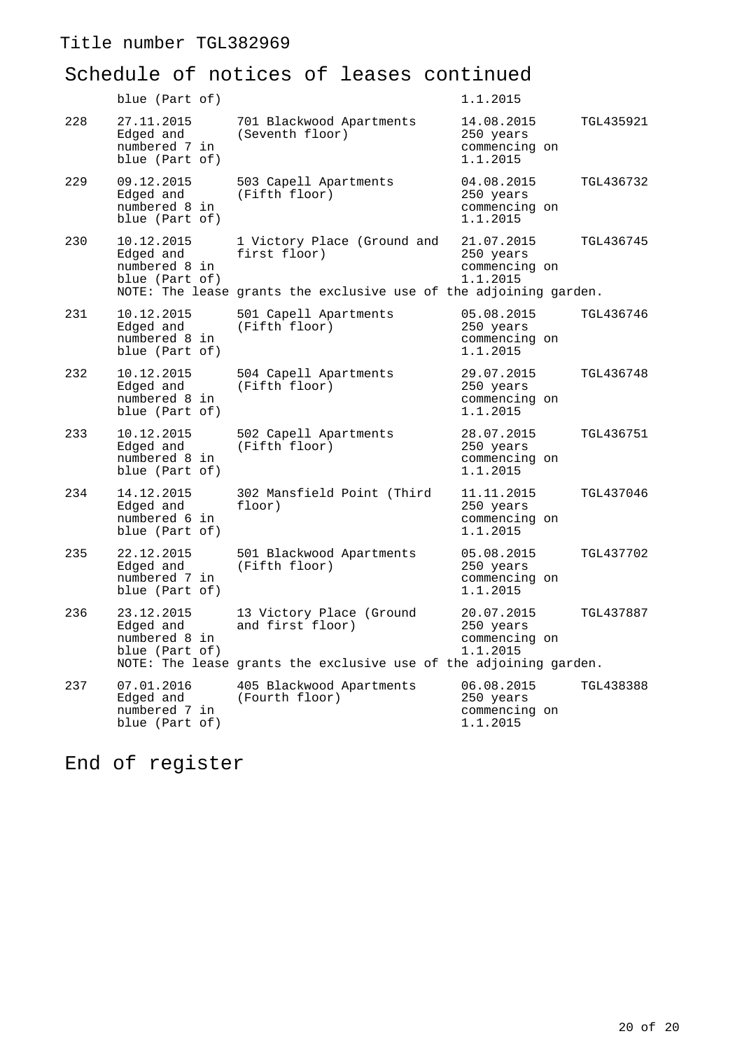Title number TGL382969

## Schedule of notices of leases continued

| | | | | |
|---|---|---|---|---|
| | blue (Part of) | | 1.1.2015 | |
| 228 | 27.11.2015 Edged and numbered 7 in blue (Part of) | 701 Blackwood Apartments (Seventh floor) | 14.08.2015 250 years commencing on 1.1.2015 | TGL435921 |
| 229 | 09.12.2015 Edged and numbered 8 in blue (Part of) | 503 Capell Apartments (Fifth floor) | 04.08.2015 250 years commencing on 1.1.2015 | TGL436732 |
| 230 | 10.12.2015 Edged and numbered 8 in blue (Part of) | 1 Victory Place (Ground and first floor) | 21.07.2015 250 years commencing on 1.1.2015 | TGL436745 |
| | NOTE: The lease grants the exclusive use of the adjoining garden. | | | |
| 231 | 10.12.2015 Edged and numbered 8 in blue (Part of) | 501 Capell Apartments (Fifth floor) | 05.08.2015 250 years commencing on 1.1.2015 | TGL436746 |
| 232 | 10.12.2015 Edged and numbered 8 in blue (Part of) | 504 Capell Apartments (Fifth floor) | 29.07.2015 250 years commencing on 1.1.2015 | TGL436748 |
| 233 | 10.12.2015 Edged and numbered 8 in blue (Part of) | 502 Capell Apartments (Fifth floor) | 28.07.2015 250 years commencing on 1.1.2015 | TGL436751 |
| 234 | 14.12.2015 Edged and numbered 6 in blue (Part of) | 302 Mansfield Point (Third floor) | 11.11.2015 250 years commencing on 1.1.2015 | TGL437046 |
| 235 | 22.12.2015 Edged and numbered 7 in blue (Part of) | 501 Blackwood Apartments (Fifth floor) | 05.08.2015 250 years commencing on 1.1.2015 | TGL437702 |
| 236 | 23.12.2015 Edged and numbered 8 in blue (Part of) | 13 Victory Place (Ground and first floor) | 20.07.2015 250 years commencing on 1.1.2015 | TGL437887 |
| | NOTE: The lease grants the exclusive use of the adjoining garden. | | | |
| 237 | 07.01.2016 Edged and numbered 7 in blue (Part of) | 405 Blackwood Apartments (Fourth floor) | 06.08.2015 250 years commencing on 1.1.2015 | TGL438388 |

## End of register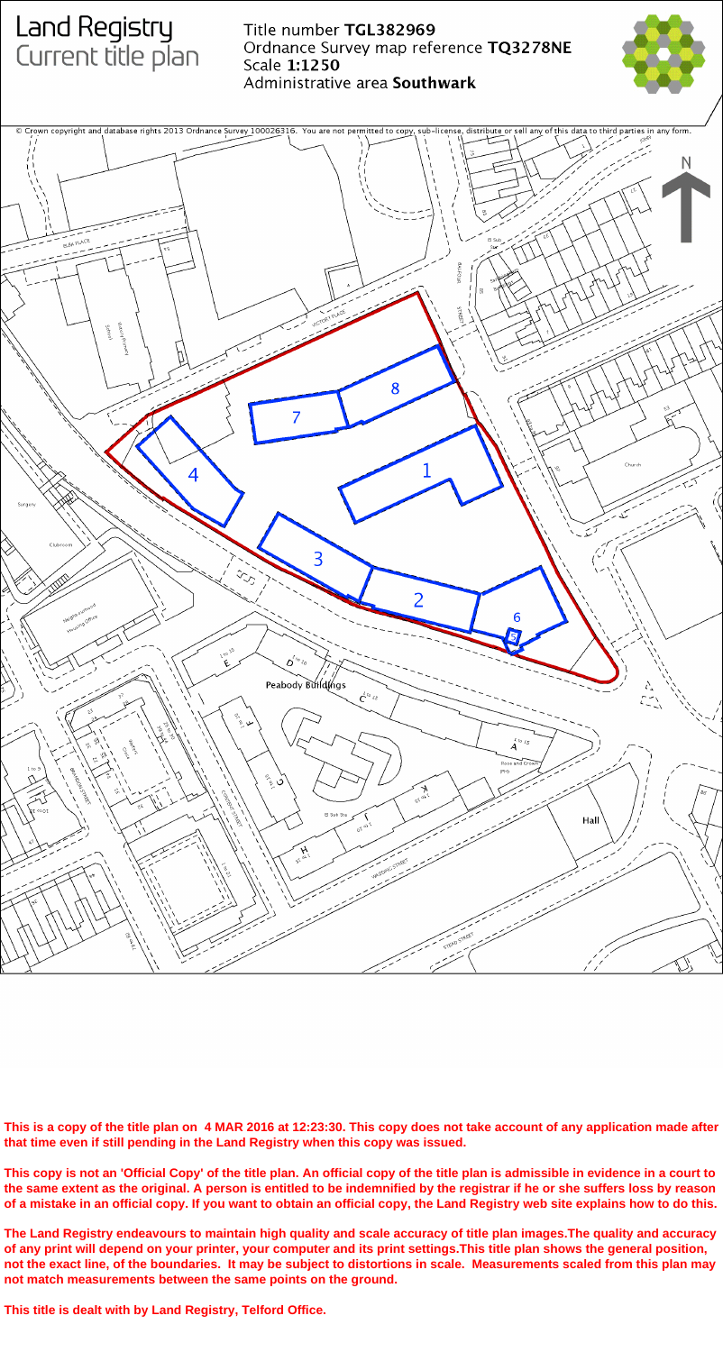# Land Registry
## Current title plan

Title number **TGL382969**
Ordnance Survey map reference **TQ3278NE**
Scale **1:1250**
Administrative area **Southwark**

© Crown copyright and database rights 2013 Ordnance Survey 100026316. You are not permitted to copy, sub-license, distribute or sell any of this data to third parties in any form.

**This is a copy of the title plan on 4 MAR 2016 at 12:23:30. This copy does not take account of any application made after that time even if still pending in the Land Registry when this copy was issued.**

**This copy is not an 'Official Copy' of the title plan. An official copy of the title plan is admissible in evidence in a court to the same extent as the original. A person is entitled to be indemnified by the registrar if he or she suffers loss by reason of a mistake in an official copy. If you want to obtain an official copy, the Land Registry web site explains how to do this.**

**The Land Registry endeavours to maintain high quality and scale accuracy of title plan images.The quality and accuracy of any print will depend on your printer, your computer and its print settings.This title plan shows the general position, not the exact line, of the boundaries. It may be subject to distortions in scale. Measurements scaled from this plan may not match measurements between the same points on the ground.**

**This title is dealt with by Land Registry, Telford Office.**